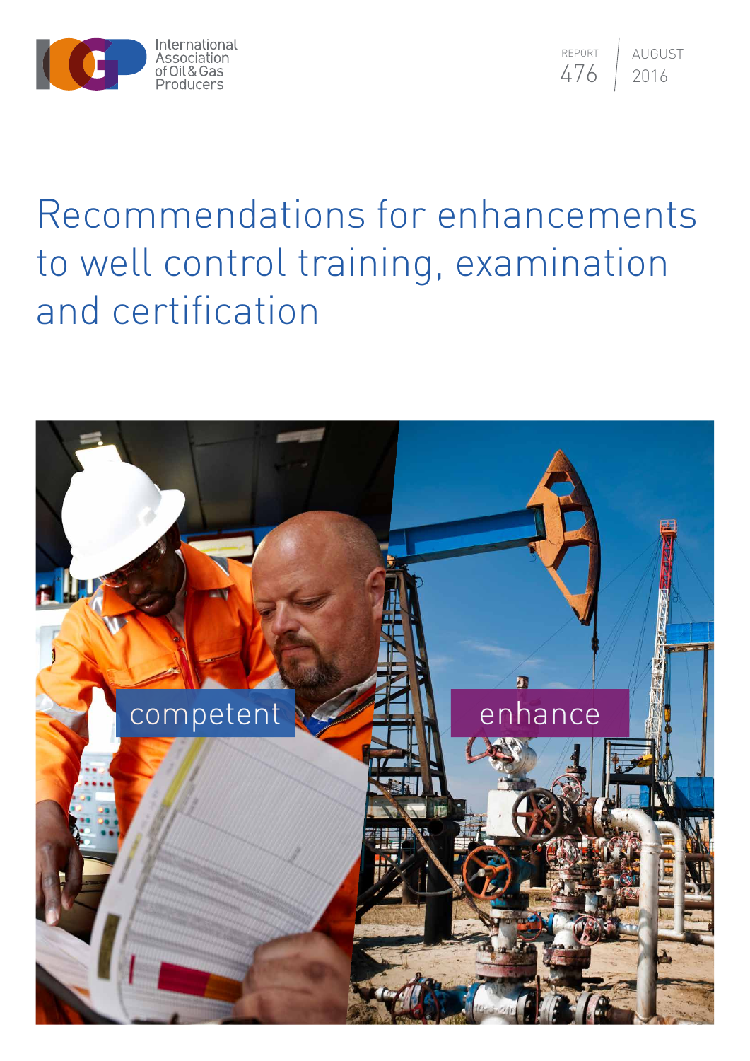International Association of Oil & Gas Producers

REPORT 476

AUGUST 2016

# Recommendations for enhancements to well control training, examination and certification

competent

enhance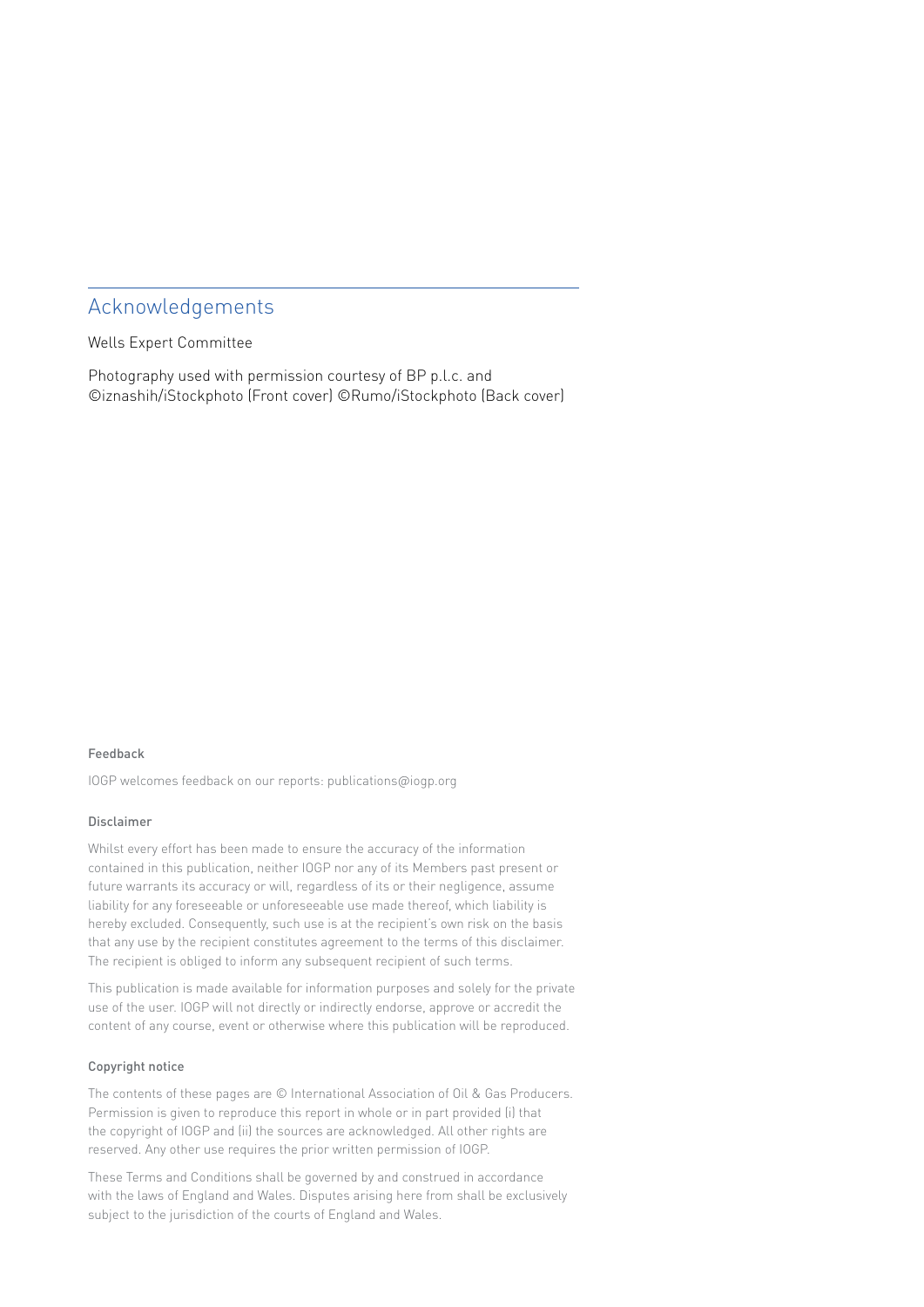## Acknowledgements

Wells Expert Committee

Photography used with permission courtesy of BP p.l.c. and ©iznashih/iStockphoto (Front cover) ©Rumo/iStockphoto (Back cover)

#### Feedback

IOGP welcomes feedback on our reports: publications@iogp.org

#### Disclaimer

Whilst every effort has been made to ensure the accuracy of the information contained in this publication, neither IOGP nor any of its Members past present or future warrants its accuracy or will, regardless of its or their negligence, assume liability for any foreseeable or unforeseeable use made thereof, which liability is hereby excluded. Consequently, such use is at the recipient's own risk on the basis that any use by the recipient constitutes agreement to the terms of this disclaimer. The recipient is obliged to inform any subsequent recipient of such terms.

This publication is made available for information purposes and solely for the private use of the user. IOGP will not directly or indirectly endorse, approve or accredit the content of any course, event or otherwise where this publication will be reproduced.

#### Copyright notice

The contents of these pages are © International Association of Oil & Gas Producers. Permission is given to reproduce this report in whole or in part provided (i) that the copyright of IOGP and (ii) the sources are acknowledged. All other rights are reserved. Any other use requires the prior written permission of IOGP.

These Terms and Conditions shall be governed by and construed in accordance with the laws of England and Wales. Disputes arising here from shall be exclusively subject to the jurisdiction of the courts of England and Wales.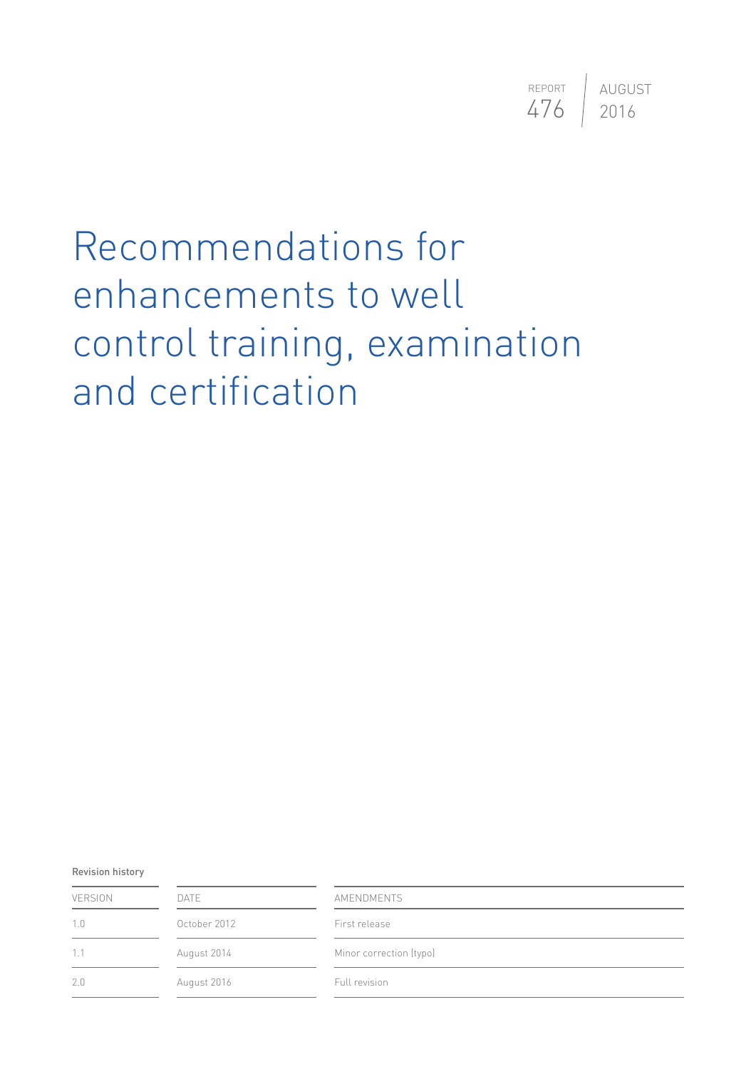REPORT 476 | AUGUST 2016

# Recommendations for enhancements to well control training, examination and certification

Revision history

| VERSION | DATE | AMENDMENTS |
| --- | --- | --- |
| 1.0 | October 2012 | First release |
| 1.1 | August 2014 | Minor correction (typo) |
| 2.0 | August 2016 | Full revision |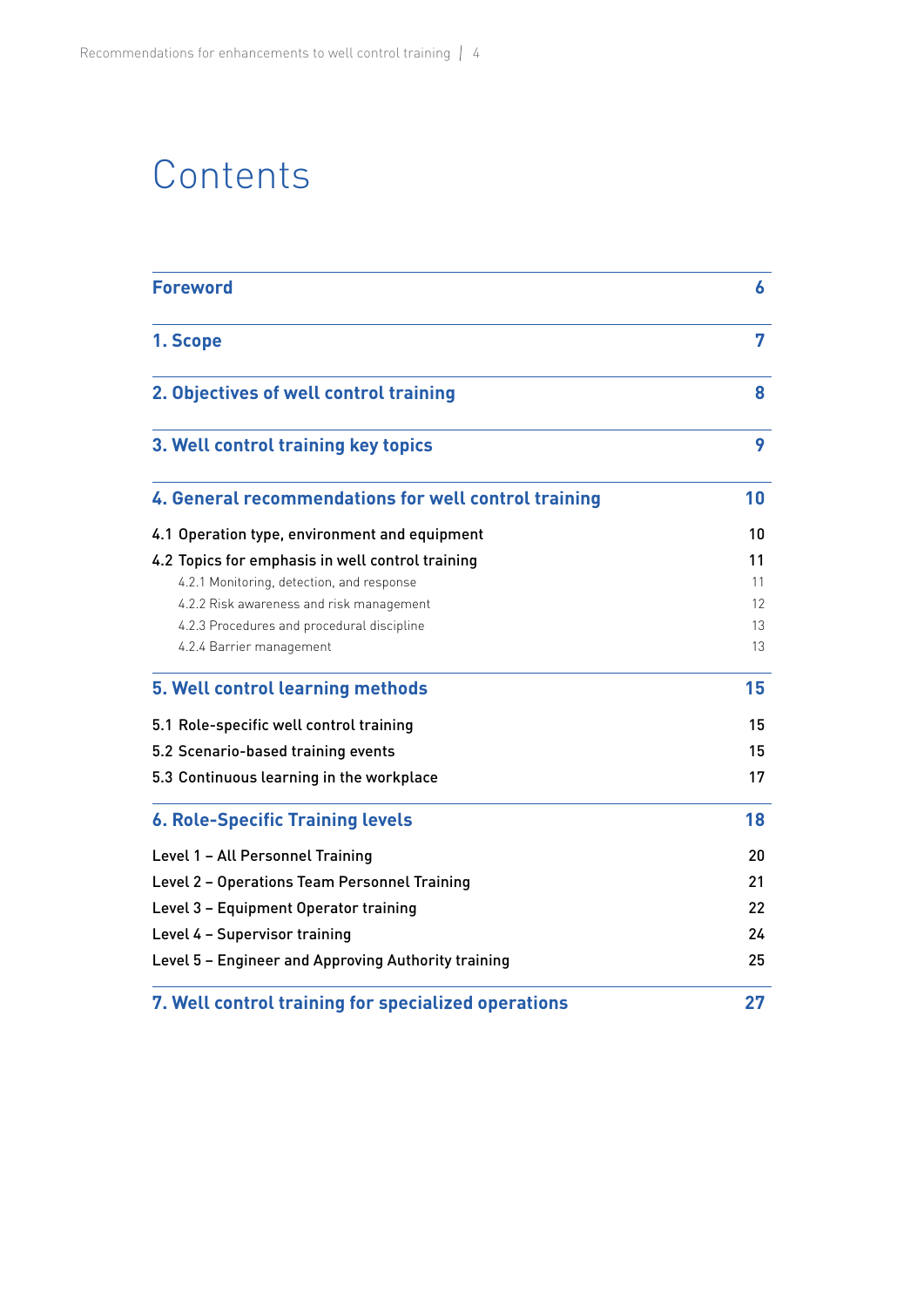# Contents

| | |
|---|---|
| **Foreword** | **6** |
| **1. Scope** | **7** |
| **2. Objectives of well control training** | **8** |
| **3. Well control training key topics** | **9** |
| **4. General recommendations for well control training** | **10** |
| 4.1 Operation type, environment and equipment | 10 |
| 4.2 Topics for emphasis in well control training | 11 |
| 4.2.1 Monitoring, detection, and response | 11 |
| 4.2.2 Risk awareness and risk management | 12 |
| 4.2.3 Procedures and procedural discipline | 13 |
| 4.2.4 Barrier management | 13 |
| **5. Well control learning methods** | **15** |
| 5.1 Role-specific well control training | 15 |
| 5.2 Scenario-based training events | 15 |
| 5.3 Continuous learning in the workplace | 17 |
| **6. Role-Specific Training levels** | **18** |
| Level 1 – All Personnel Training | 20 |
| Level 2 – Operations Team Personnel Training | 21 |
| Level 3 – Equipment Operator training | 22 |
| Level 4 – Supervisor training | 24 |
| Level 5 – Engineer and Approving Authority training | 25 |
| **7. Well control training for specialized operations** | **27** |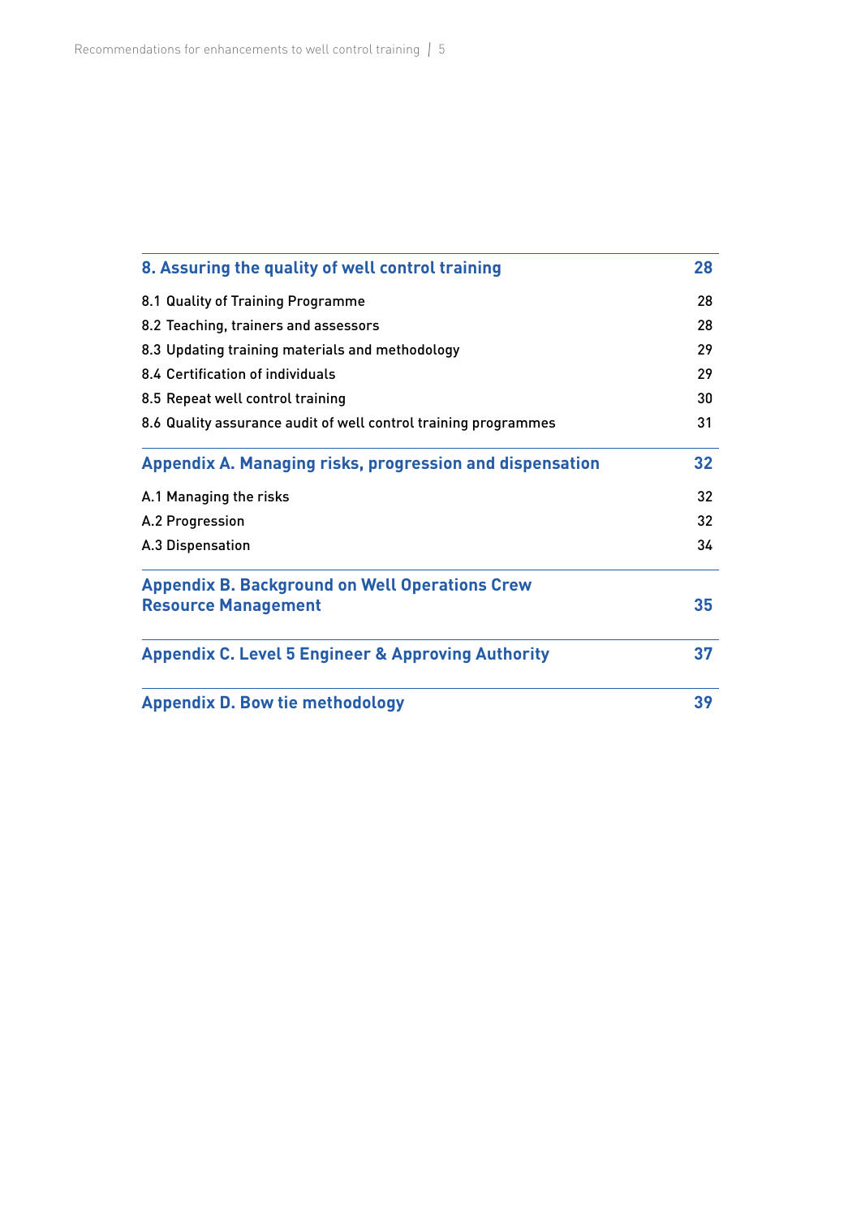| | |
|---|---|
| **8. Assuring the quality of well control training** | **28** |
| 8.1 Quality of Training Programme | 28 |
| 8.2 Teaching, trainers and assessors | 28 |
| 8.3 Updating training materials and methodology | 29 |
| 8.4 Certification of individuals | 29 |
| 8.5 Repeat well control training | 30 |
| 8.6 Quality assurance audit of well control training programmes | 31 |
| **Appendix A. Managing risks, progression and dispensation** | **32** |
| A.1 Managing the risks | 32 |
| A.2 Progression | 32 |
| A.3 Dispensation | 34 |
| **Appendix B. Background on Well Operations Crew Resource Management** | **35** |
| **Appendix C. Level 5 Engineer & Approving Authority** | **37** |
| **Appendix D. Bow tie methodology** | **39** |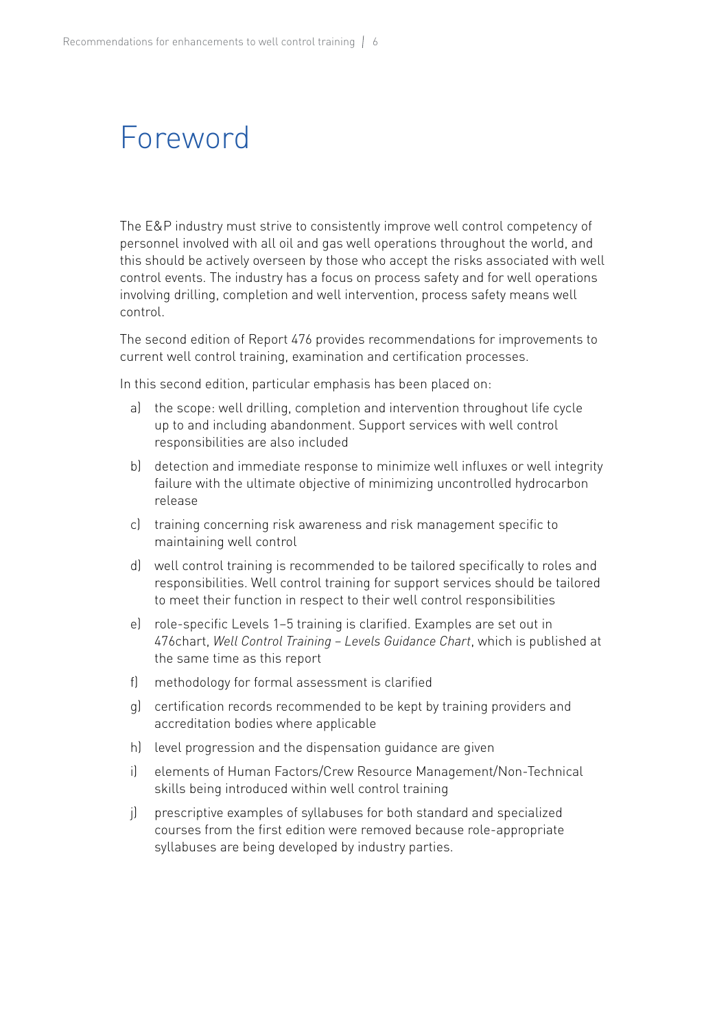# Foreword

The E&P industry must strive to consistently improve well control competency of personnel involved with all oil and gas well operations throughout the world, and this should be actively overseen by those who accept the risks associated with well control events. The industry has a focus on process safety and for well operations involving drilling, completion and well intervention, process safety means well control.

The second edition of Report 476 provides recommendations for improvements to current well control training, examination and certification processes.

In this second edition, particular emphasis has been placed on:

a) the scope: well drilling, completion and intervention throughout life cycle up to and including abandonment. Support services with well control responsibilities are also included

b) detection and immediate response to minimize well influxes or well integrity failure with the ultimate objective of minimizing uncontrolled hydrocarbon release

c) training concerning risk awareness and risk management specific to maintaining well control

d) well control training is recommended to be tailored specifically to roles and responsibilities. Well control training for support services should be tailored to meet their function in respect to their well control responsibilities

e) role-specific Levels 1–5 training is clarified. Examples are set out in 476chart, *Well Control Training – Levels Guidance Chart*, which is published at the same time as this report

f) methodology for formal assessment is clarified

g) certification records recommended to be kept by training providers and accreditation bodies where applicable

h) level progression and the dispensation guidance are given

i) elements of Human Factors/Crew Resource Management/Non-Technical skills being introduced within well control training

j) prescriptive examples of syllabuses for both standard and specialized courses from the first edition were removed because role-appropriate syllabuses are being developed by industry parties.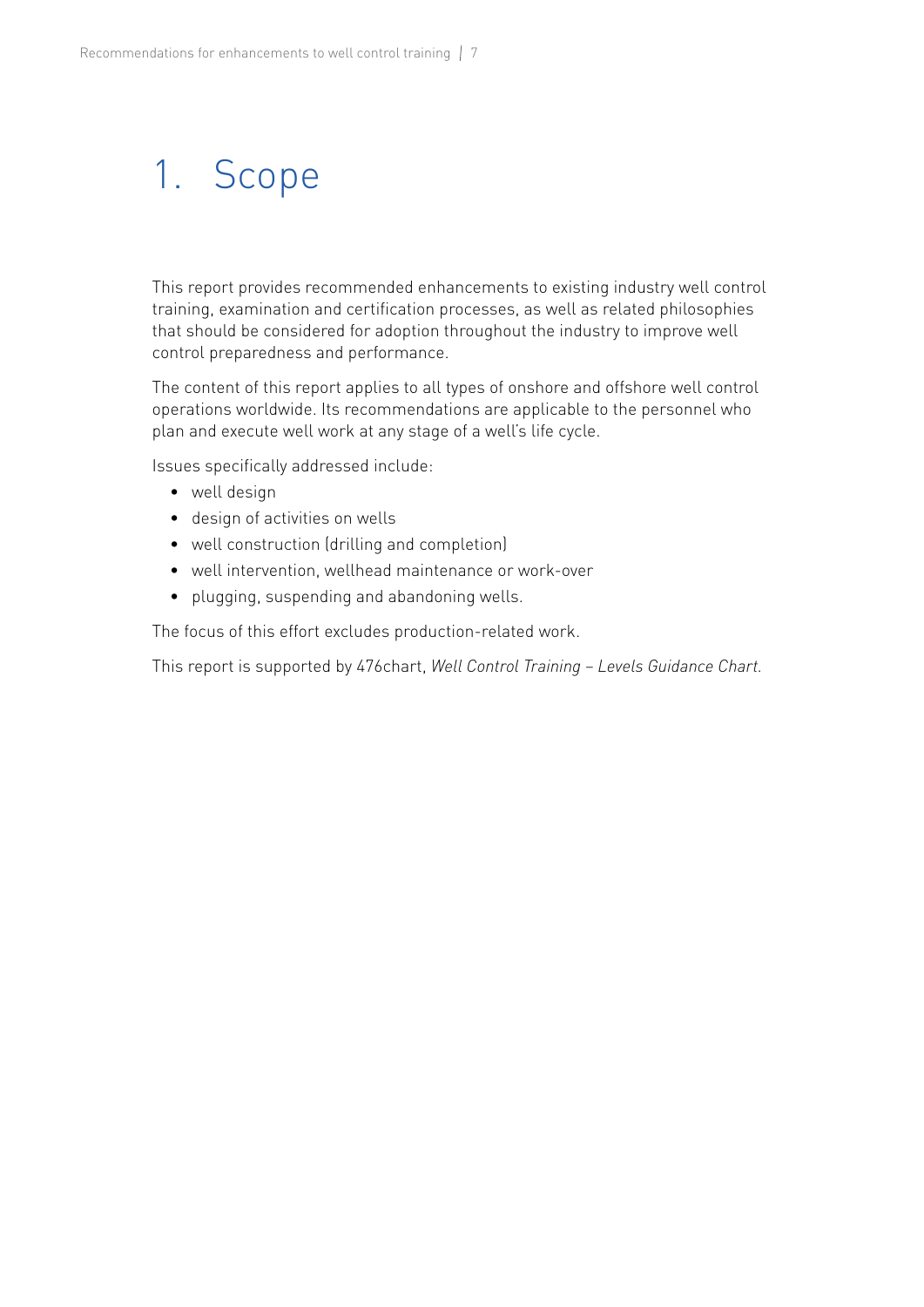# 1. Scope

This report provides recommended enhancements to existing industry well control training, examination and certification processes, as well as related philosophies that should be considered for adoption throughout the industry to improve well control preparedness and performance.

The content of this report applies to all types of onshore and offshore well control operations worldwide. Its recommendations are applicable to the personnel who plan and execute well work at any stage of a well's life cycle.

Issues specifically addressed include:

- well design
- design of activities on wells
- well construction (drilling and completion)
- well intervention, wellhead maintenance or work-over
- plugging, suspending and abandoning wells.

The focus of this effort excludes production-related work.

This report is supported by 476chart, *Well Control Training – Levels Guidance Chart.*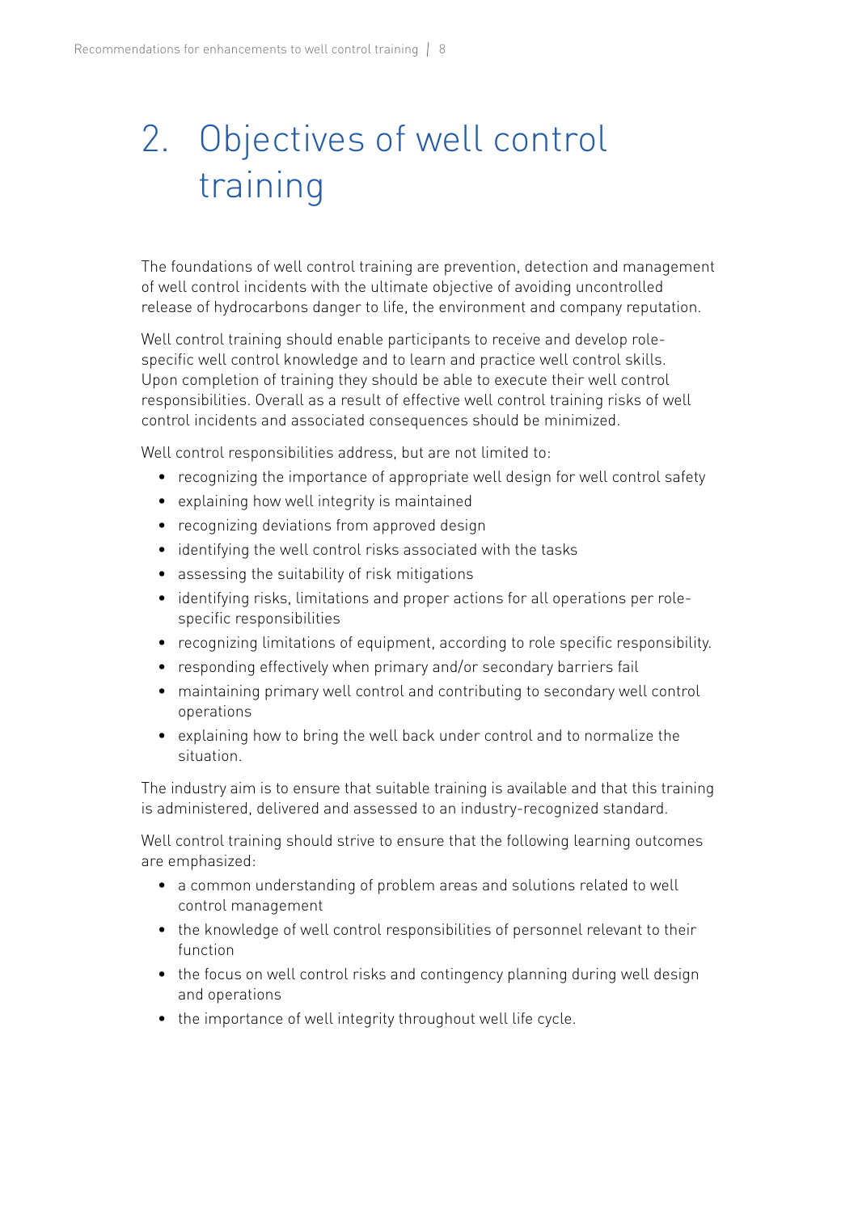# 2. Objectives of well control training

The foundations of well control training are prevention, detection and management of well control incidents with the ultimate objective of avoiding uncontrolled release of hydrocarbons danger to life, the environment and company reputation.

Well control training should enable participants to receive and develop role-specific well control knowledge and to learn and practice well control skills. Upon completion of training they should be able to execute their well control responsibilities. Overall as a result of effective well control training risks of well control incidents and associated consequences should be minimized.

Well control responsibilities address, but are not limited to:

- recognizing the importance of appropriate well design for well control safety
- explaining how well integrity is maintained
- recognizing deviations from approved design
- identifying the well control risks associated with the tasks
- assessing the suitability of risk mitigations
- identifying risks, limitations and proper actions for all operations per role-specific responsibilities
- recognizing limitations of equipment, according to role specific responsibility.
- responding effectively when primary and/or secondary barriers fail
- maintaining primary well control and contributing to secondary well control operations
- explaining how to bring the well back under control and to normalize the situation.

The industry aim is to ensure that suitable training is available and that this training is administered, delivered and assessed to an industry-recognized standard.

Well control training should strive to ensure that the following learning outcomes are emphasized:

- a common understanding of problem areas and solutions related to well control management
- the knowledge of well control responsibilities of personnel relevant to their function
- the focus on well control risks and contingency planning during well design and operations
- the importance of well integrity throughout well life cycle.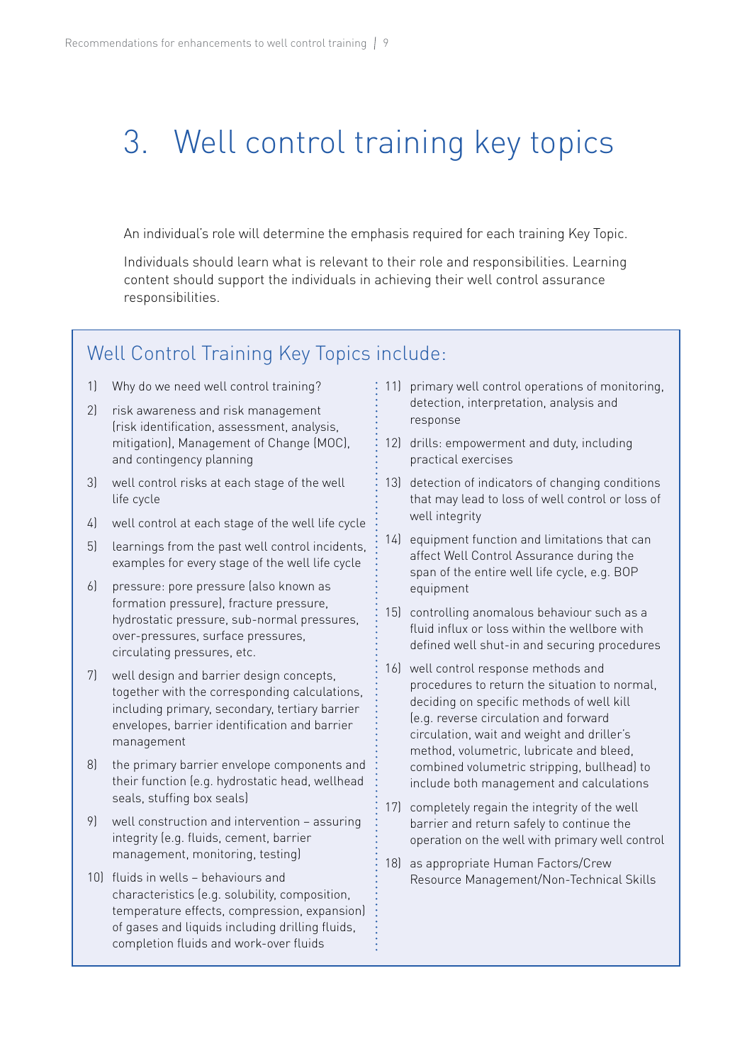# 3. Well control training key topics

An individual's role will determine the emphasis required for each training Key Topic.

Individuals should learn what is relevant to their role and responsibilities. Learning content should support the individuals in achieving their well control assurance responsibilities.

## Well Control Training Key Topics include:

1) Why do we need well control training?
2) risk awareness and risk management (risk identification, assessment, analysis, mitigation), Management of Change (MOC), and contingency planning
3) well control risks at each stage of the well life cycle
4) well control at each stage of the well life cycle
5) learnings from the past well control incidents, examples for every stage of the well life cycle
6) pressure: pore pressure (also known as formation pressure), fracture pressure, hydrostatic pressure, sub-normal pressures, over-pressures, surface pressures, circulating pressures, etc.
7) well design and barrier design concepts, together with the corresponding calculations, including primary, secondary, tertiary barrier envelopes, barrier identification and barrier management
8) the primary barrier envelope components and their function (e.g. hydrostatic head, wellhead seals, stuffing box seals)
9) well construction and intervention – assuring integrity (e.g. fluids, cement, barrier management, monitoring, testing)
10) fluids in wells – behaviours and characteristics (e.g. solubility, composition, temperature effects, compression, expansion) of gases and liquids including drilling fluids, completion fluids and work-over fluids
11) primary well control operations of monitoring, detection, interpretation, analysis and response
12) drills: empowerment and duty, including practical exercises
13) detection of indicators of changing conditions that may lead to loss of well control or loss of well integrity
14) equipment function and limitations that can affect Well Control Assurance during the span of the entire well life cycle, e.g. BOP equipment
15) controlling anomalous behaviour such as a fluid influx or loss within the wellbore with defined well shut-in and securing procedures
16) well control response methods and procedures to return the situation to normal, deciding on specific methods of well kill (e.g. reverse circulation and forward circulation, wait and weight and driller's method, volumetric, lubricate and bleed, combined volumetric stripping, bullhead) to include both management and calculations
17) completely regain the integrity of the well barrier and return safely to continue the operation on the well with primary well control
18) as appropriate Human Factors/Crew Resource Management/Non-Technical Skills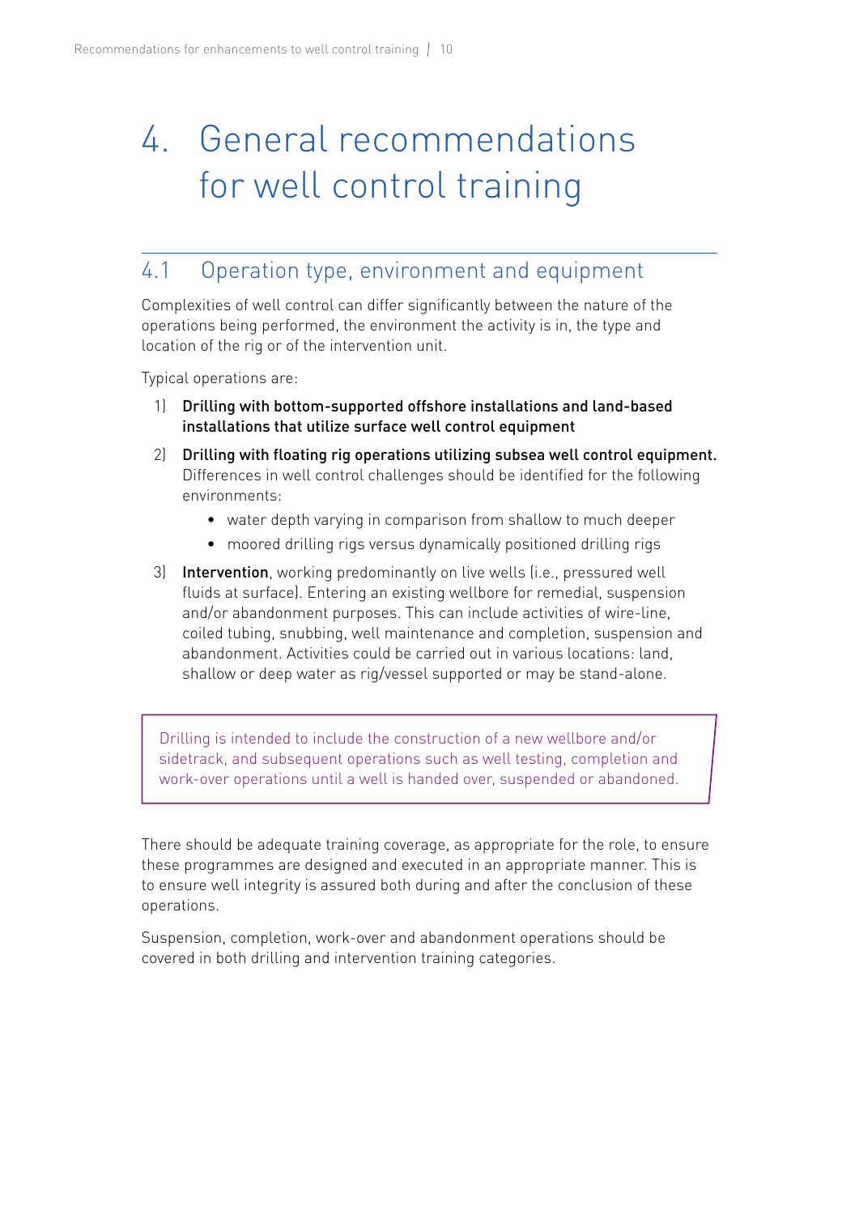# 4. General recommendations for well control training

## 4.1 Operation type, environment and equipment

Complexities of well control can differ significantly between the nature of the operations being performed, the environment the activity is in, the type and location of the rig or of the intervention unit.

Typical operations are:

1) **Drilling with bottom-supported offshore installations and land-based installations that utilize surface well control equipment**
2) **Drilling with floating rig operations utilizing subsea well control equipment.** Differences in well control challenges should be identified for the following environments:
   - water depth varying in comparison from shallow to much deeper
   - moored drilling rigs versus dynamically positioned drilling rigs
3) **Intervention**, working predominantly on live wells (i.e., pressured well fluids at surface). Entering an existing wellbore for remedial, suspension and/or abandonment purposes. This can include activities of wire-line, coiled tubing, snubbing, well maintenance and completion, suspension and abandonment. Activities could be carried out in various locations: land, shallow or deep water as rig/vessel supported or may be stand-alone.

> Drilling is intended to include the construction of a new wellbore and/or sidetrack, and subsequent operations such as well testing, completion and work-over operations until a well is handed over, suspended or abandoned.

There should be adequate training coverage, as appropriate for the role, to ensure these programmes are designed and executed in an appropriate manner. This is to ensure well integrity is assured both during and after the conclusion of these operations.

Suspension, completion, work-over and abandonment operations should be covered in both drilling and intervention training categories.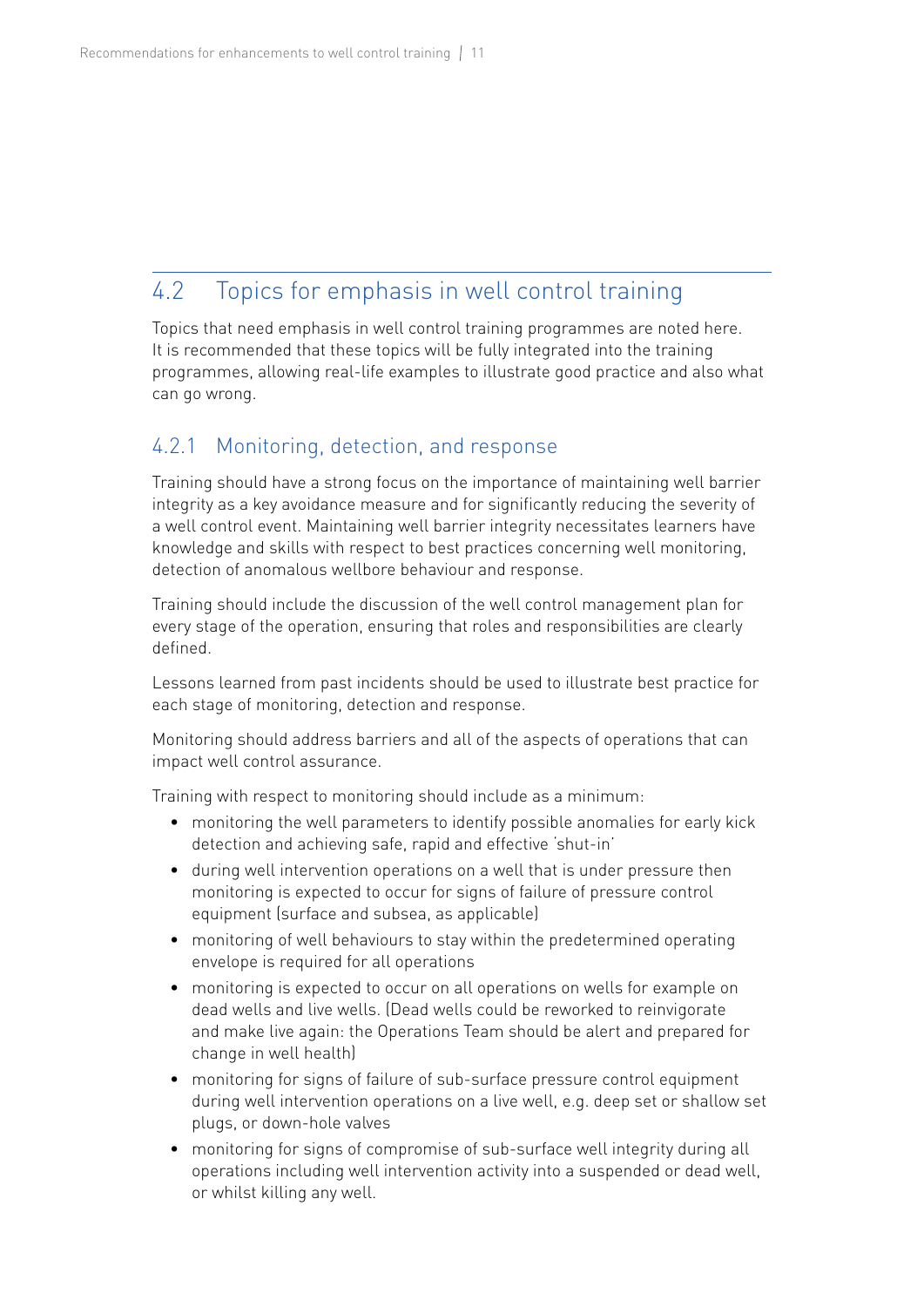## 4.2 Topics for emphasis in well control training

Topics that need emphasis in well control training programmes are noted here. It is recommended that these topics will be fully integrated into the training programmes, allowing real-life examples to illustrate good practice and also what can go wrong.

### 4.2.1 Monitoring, detection, and response

Training should have a strong focus on the importance of maintaining well barrier integrity as a key avoidance measure and for significantly reducing the severity of a well control event. Maintaining well barrier integrity necessitates learners have knowledge and skills with respect to best practices concerning well monitoring, detection of anomalous wellbore behaviour and response.

Training should include the discussion of the well control management plan for every stage of the operation, ensuring that roles and responsibilities are clearly defined.

Lessons learned from past incidents should be used to illustrate best practice for each stage of monitoring, detection and response.

Monitoring should address barriers and all of the aspects of operations that can impact well control assurance.

Training with respect to monitoring should include as a minimum:

- monitoring the well parameters to identify possible anomalies for early kick detection and achieving safe, rapid and effective 'shut-in'
- during well intervention operations on a well that is under pressure then monitoring is expected to occur for signs of failure of pressure control equipment (surface and subsea, as applicable)
- monitoring of well behaviours to stay within the predetermined operating envelope is required for all operations
- monitoring is expected to occur on all operations on wells for example on dead wells and live wells. (Dead wells could be reworked to reinvigorate and make live again: the Operations Team should be alert and prepared for change in well health)
- monitoring for signs of failure of sub-surface pressure control equipment during well intervention operations on a live well, e.g. deep set or shallow set plugs, or down-hole valves
- monitoring for signs of compromise of sub-surface well integrity during all operations including well intervention activity into a suspended or dead well, or whilst killing any well.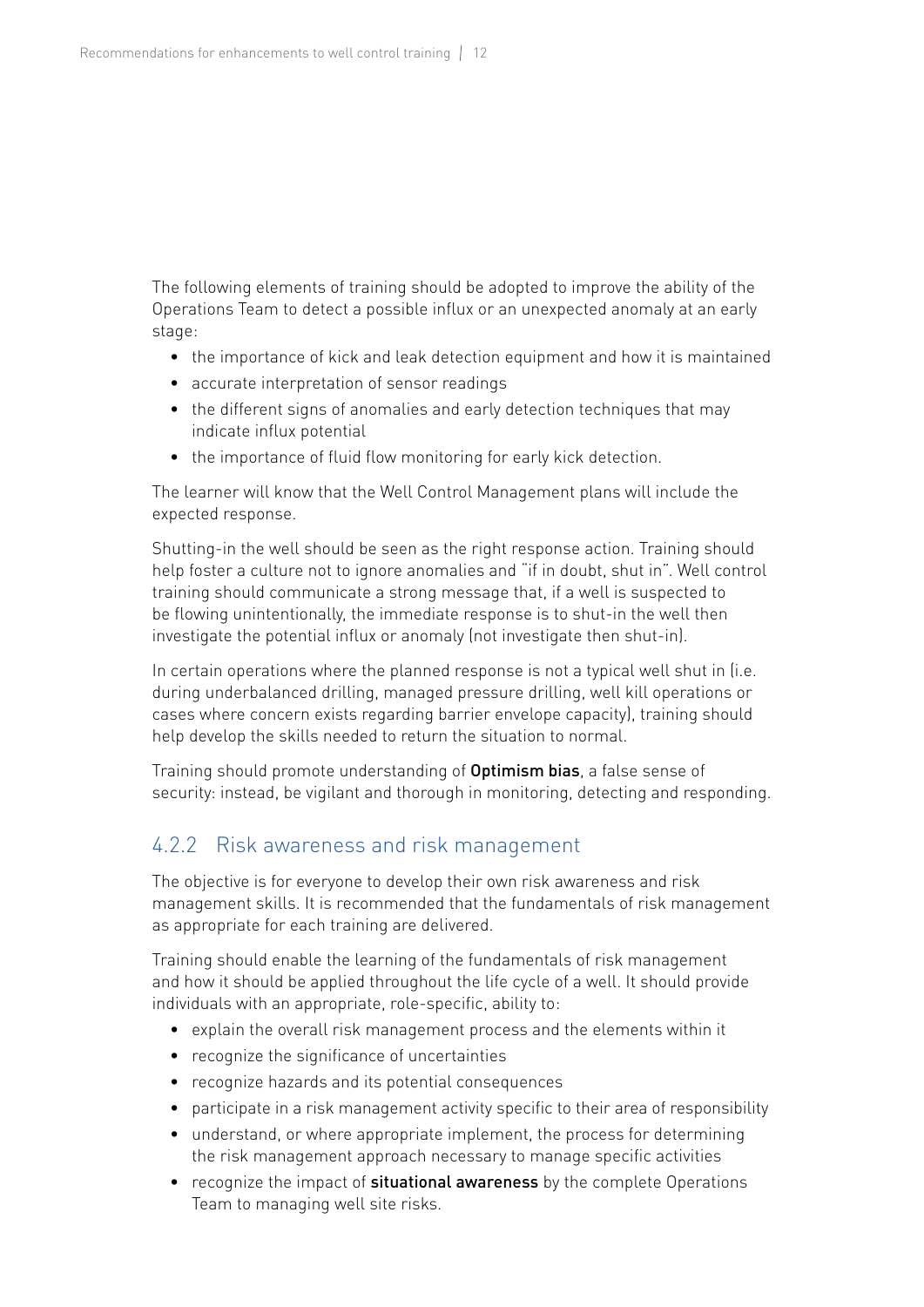The following elements of training should be adopted to improve the ability of the Operations Team to detect a possible influx or an unexpected anomaly at an early stage:

- the importance of kick and leak detection equipment and how it is maintained
- accurate interpretation of sensor readings
- the different signs of anomalies and early detection techniques that may indicate influx potential
- the importance of fluid flow monitoring for early kick detection.

The learner will know that the Well Control Management plans will include the expected response.

Shutting-in the well should be seen as the right response action. Training should help foster a culture not to ignore anomalies and "if in doubt, shut in". Well control training should communicate a strong message that, if a well is suspected to be flowing unintentionally, the immediate response is to shut-in the well then investigate the potential influx or anomaly (not investigate then shut-in).

In certain operations where the planned response is not a typical well shut in (i.e. during underbalanced drilling, managed pressure drilling, well kill operations or cases where concern exists regarding barrier envelope capacity), training should help develop the skills needed to return the situation to normal.

Training should promote understanding of **Optimism bias**, a false sense of security: instead, be vigilant and thorough in monitoring, detecting and responding.

### 4.2.2 Risk awareness and risk management

The objective is for everyone to develop their own risk awareness and risk management skills. It is recommended that the fundamentals of risk management as appropriate for each training are delivered.

Training should enable the learning of the fundamentals of risk management and how it should be applied throughout the life cycle of a well. It should provide individuals with an appropriate, role-specific, ability to:

- explain the overall risk management process and the elements within it
- recognize the significance of uncertainties
- recognize hazards and its potential consequences
- participate in a risk management activity specific to their area of responsibility
- understand, or where appropriate implement, the process for determining the risk management approach necessary to manage specific activities
- recognize the impact of **situational awareness** by the complete Operations Team to managing well site risks.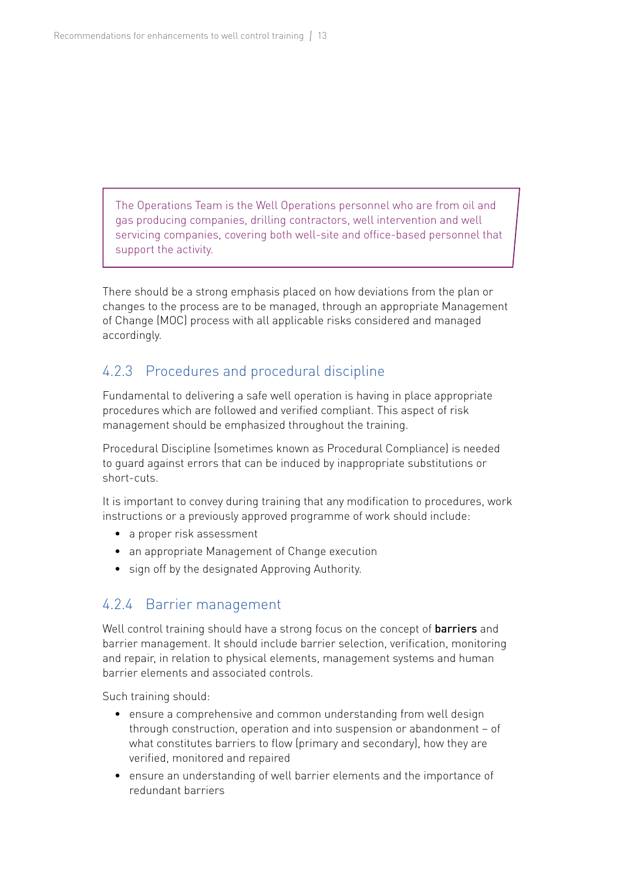> The Operations Team is the Well Operations personnel who are from oil and gas producing companies, drilling contractors, well intervention and well servicing companies, covering both well-site and office-based personnel that support the activity.

There should be a strong emphasis placed on how deviations from the plan or changes to the process are to be managed, through an appropriate Management of Change (MOC) process with all applicable risks considered and managed accordingly.

### 4.2.3 Procedures and procedural discipline

Fundamental to delivering a safe well operation is having in place appropriate procedures which are followed and verified compliant. This aspect of risk management should be emphasized throughout the training.

Procedural Discipline (sometimes known as Procedural Compliance) is needed to guard against errors that can be induced by inappropriate substitutions or short-cuts.

It is important to convey during training that any modification to procedures, work instructions or a previously approved programme of work should include:

- a proper risk assessment
- an appropriate Management of Change execution
- sign off by the designated Approving Authority.

### 4.2.4 Barrier management

Well control training should have a strong focus on the concept of **barriers** and barrier management. It should include barrier selection, verification, monitoring and repair, in relation to physical elements, management systems and human barrier elements and associated controls.

Such training should:

- ensure a comprehensive and common understanding from well design through construction, operation and into suspension or abandonment – of what constitutes barriers to flow (primary and secondary), how they are verified, monitored and repaired
- ensure an understanding of well barrier elements and the importance of redundant barriers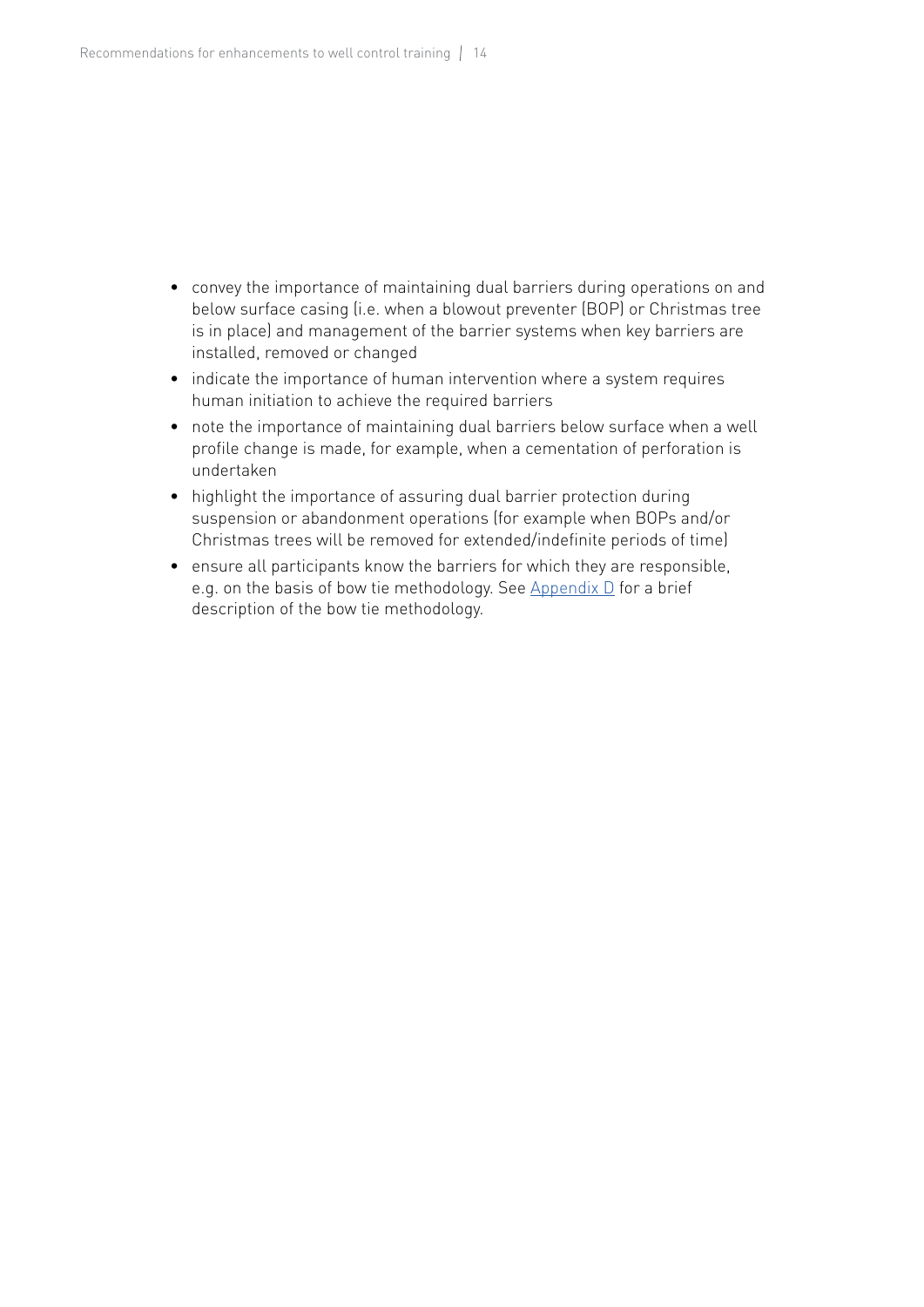- convey the importance of maintaining dual barriers during operations on and below surface casing (i.e. when a blowout preventer (BOP) or Christmas tree is in place) and management of the barrier systems when key barriers are installed, removed or changed
- indicate the importance of human intervention where a system requires human initiation to achieve the required barriers
- note the importance of maintaining dual barriers below surface when a well profile change is made, for example, when a cementation of perforation is undertaken
- highlight the importance of assuring dual barrier protection during suspension or abandonment operations (for example when BOPs and/or Christmas trees will be removed for extended/indefinite periods of time)
- ensure all participants know the barriers for which they are responsible, e.g. on the basis of bow tie methodology. See Appendix D for a brief description of the bow tie methodology.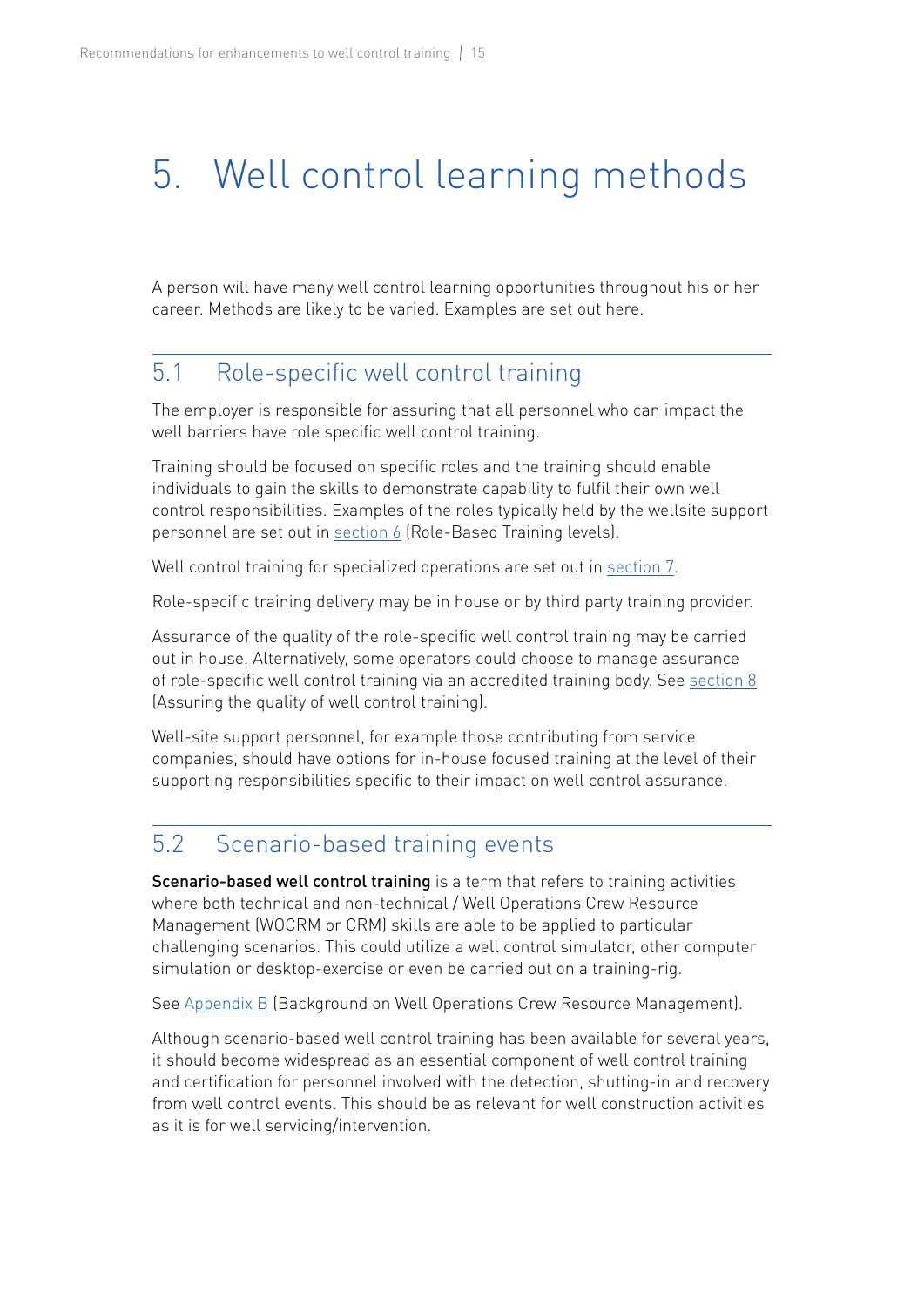# 5. Well control learning methods

A person will have many well control learning opportunities throughout his or her career. Methods are likely to be varied. Examples are set out here.

## 5.1 Role-specific well control training

The employer is responsible for assuring that all personnel who can impact the well barriers have role specific well control training.

Training should be focused on specific roles and the training should enable individuals to gain the skills to demonstrate capability to fulfil their own well control responsibilities. Examples of the roles typically held by the wellsite support personnel are set out in section 6 (Role-Based Training levels).

Well control training for specialized operations are set out in section 7.

Role-specific training delivery may be in house or by third party training provider.

Assurance of the quality of the role-specific well control training may be carried out in house. Alternatively, some operators could choose to manage assurance of role-specific well control training via an accredited training body. See section 8 (Assuring the quality of well control training).

Well-site support personnel, for example those contributing from service companies, should have options for in-house focused training at the level of their supporting responsibilities specific to their impact on well control assurance.

## 5.2 Scenario-based training events

**Scenario-based well control training** is a term that refers to training activities where both technical and non-technical / Well Operations Crew Resource Management (WOCRM or CRM) skills are able to be applied to particular challenging scenarios. This could utilize a well control simulator, other computer simulation or desktop-exercise or even be carried out on a training-rig.

See Appendix B (Background on Well Operations Crew Resource Management).

Although scenario-based well control training has been available for several years, it should become widespread as an essential component of well control training and certification for personnel involved with the detection, shutting-in and recovery from well control events. This should be as relevant for well construction activities as it is for well servicing/intervention.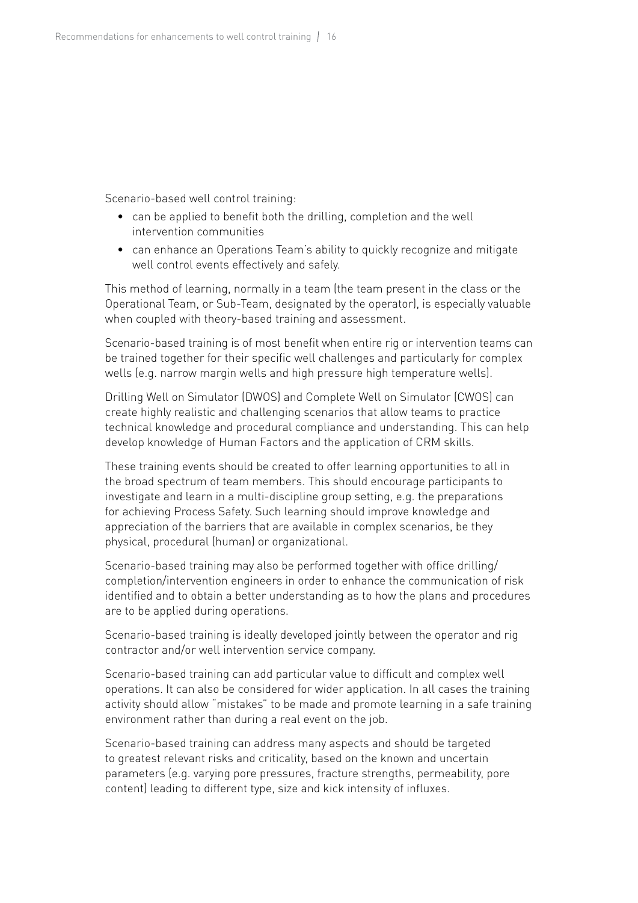Scenario-based well control training:

- can be applied to benefit both the drilling, completion and the well intervention communities
- can enhance an Operations Team's ability to quickly recognize and mitigate well control events effectively and safely.

This method of learning, normally in a team (the team present in the class or the Operational Team, or Sub-Team, designated by the operator), is especially valuable when coupled with theory-based training and assessment.

Scenario-based training is of most benefit when entire rig or intervention teams can be trained together for their specific well challenges and particularly for complex wells (e.g. narrow margin wells and high pressure high temperature wells).

Drilling Well on Simulator (DWOS) and Complete Well on Simulator (CWOS) can create highly realistic and challenging scenarios that allow teams to practice technical knowledge and procedural compliance and understanding. This can help develop knowledge of Human Factors and the application of CRM skills.

These training events should be created to offer learning opportunities to all in the broad spectrum of team members. This should encourage participants to investigate and learn in a multi-discipline group setting, e.g. the preparations for achieving Process Safety. Such learning should improve knowledge and appreciation of the barriers that are available in complex scenarios, be they physical, procedural (human) or organizational.

Scenario-based training may also be performed together with office drilling/completion/intervention engineers in order to enhance the communication of risk identified and to obtain a better understanding as to how the plans and procedures are to be applied during operations.

Scenario-based training is ideally developed jointly between the operator and rig contractor and/or well intervention service company.

Scenario-based training can add particular value to difficult and complex well operations. It can also be considered for wider application. In all cases the training activity should allow "mistakes" to be made and promote learning in a safe training environment rather than during a real event on the job.

Scenario-based training can address many aspects and should be targeted to greatest relevant risks and criticality, based on the known and uncertain parameters (e.g. varying pore pressures, fracture strengths, permeability, pore content) leading to different type, size and kick intensity of influxes.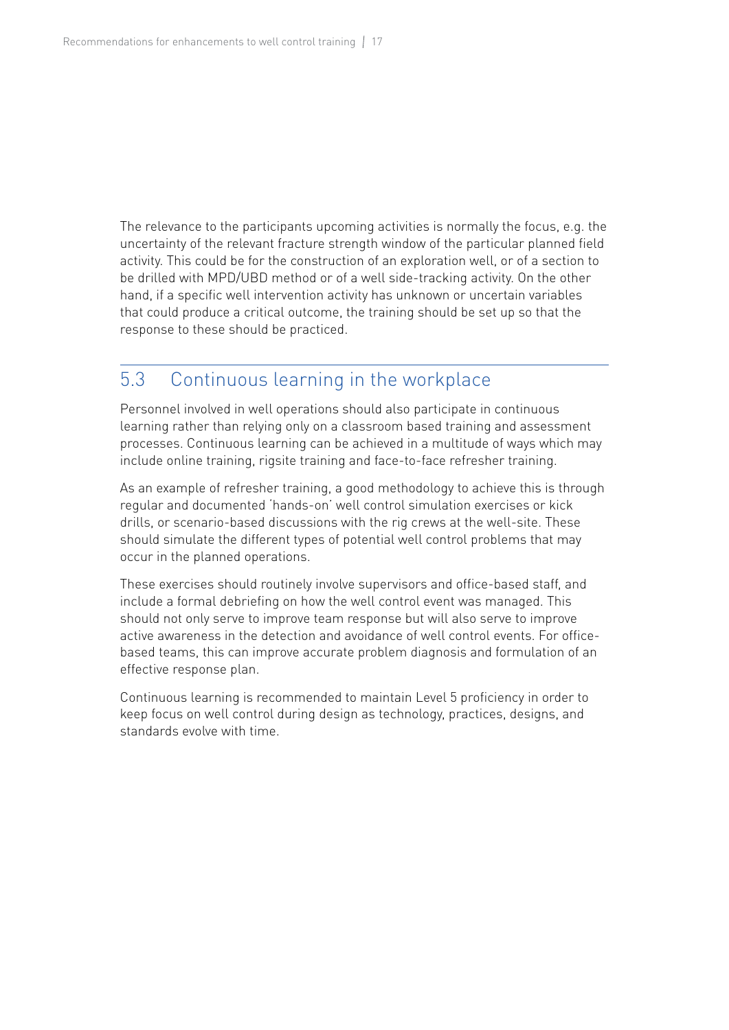The relevance to the participants upcoming activities is normally the focus, e.g. the uncertainty of the relevant fracture strength window of the particular planned field activity. This could be for the construction of an exploration well, or of a section to be drilled with MPD/UBD method or of a well side-tracking activity. On the other hand, if a specific well intervention activity has unknown or uncertain variables that could produce a critical outcome, the training should be set up so that the response to these should be practiced.

## 5.3 Continuous learning in the workplace

Personnel involved in well operations should also participate in continuous learning rather than relying only on a classroom based training and assessment processes. Continuous learning can be achieved in a multitude of ways which may include online training, rigsite training and face-to-face refresher training.

As an example of refresher training, a good methodology to achieve this is through regular and documented 'hands-on' well control simulation exercises or kick drills, or scenario-based discussions with the rig crews at the well-site. These should simulate the different types of potential well control problems that may occur in the planned operations.

These exercises should routinely involve supervisors and office-based staff, and include a formal debriefing on how the well control event was managed. This should not only serve to improve team response but will also serve to improve active awareness in the detection and avoidance of well control events. For office-based teams, this can improve accurate problem diagnosis and formulation of an effective response plan.

Continuous learning is recommended to maintain Level 5 proficiency in order to keep focus on well control during design as technology, practices, designs, and standards evolve with time.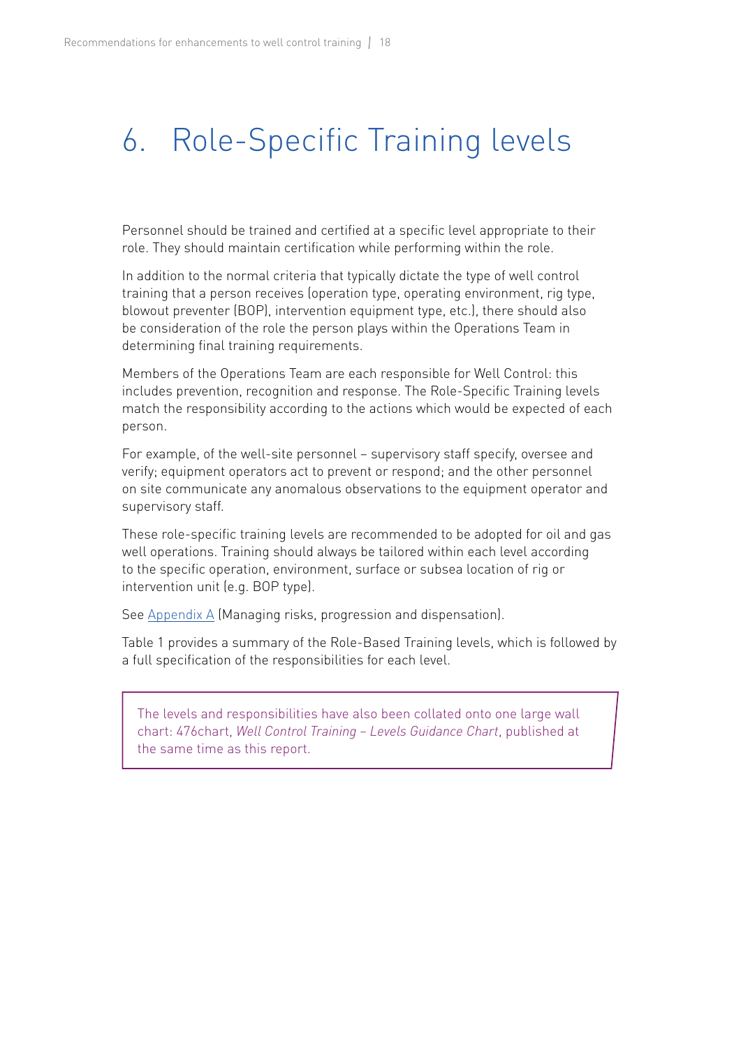# 6. Role-Specific Training levels

Personnel should be trained and certified at a specific level appropriate to their role. They should maintain certification while performing within the role.

In addition to the normal criteria that typically dictate the type of well control training that a person receives (operation type, operating environment, rig type, blowout preventer (BOP), intervention equipment type, etc.), there should also be consideration of the role the person plays within the Operations Team in determining final training requirements.

Members of the Operations Team are each responsible for Well Control: this includes prevention, recognition and response. The Role-Specific Training levels match the responsibility according to the actions which would be expected of each person.

For example, of the well-site personnel – supervisory staff specify, oversee and verify; equipment operators act to prevent or respond; and the other personnel on site communicate any anomalous observations to the equipment operator and supervisory staff.

These role-specific training levels are recommended to be adopted for oil and gas well operations. Training should always be tailored within each level according to the specific operation, environment, surface or subsea location of rig or intervention unit (e.g. BOP type).

See Appendix A (Managing risks, progression and dispensation).

Table 1 provides a summary of the Role-Based Training levels, which is followed by a full specification of the responsibilities for each level.

> The levels and responsibilities have also been collated onto one large wall chart: 476chart, *Well Control Training – Levels Guidance Chart*, published at the same time as this report.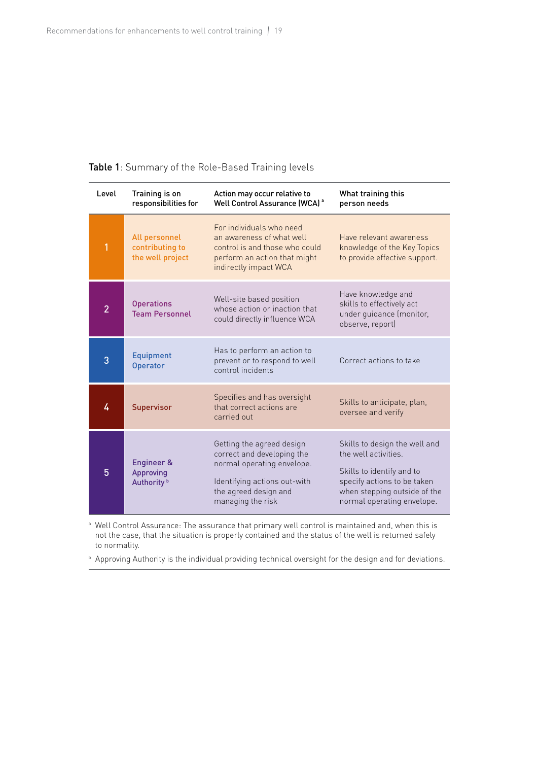**Table 1**: Summary of the Role-Based Training levels

| Level | Training is on responsibilities for | Action may occur relative to Well Control Assurance (WCA) [a] | What training this person needs |
|---|---|---|---|
| 1 | All personnel contributing to the well project | For individuals who need an awareness of what well control is and those who could perform an action that might indirectly impact WCA | Have relevant awareness knowledge of the Key Topics to provide effective support. |
| 2 | Operations Team Personnel | Well-site based position whose action or inaction that could directly influence WCA | Have knowledge and skills to effectively act under guidance (monitor, observe, report) |
| 3 | Equipment Operator | Has to perform an action to prevent or to respond to well control incidents | Correct actions to take |
| 4 | Supervisor | Specifies and has oversight that correct actions are carried out | Skills to anticipate, plan, oversee and verify |
| 5 | Engineer & Approving Authority [b] | Getting the agreed design correct and developing the normal operating envelope.<br><br>Identifying actions out-with the agreed design and managing the risk | Skills to design the well and the well activities.<br><br>Skills to identify and to specify actions to be taken when stepping outside of the normal operating envelope. |

[a] Well Control Assurance: The assurance that primary well control is maintained and, when this is not the case, that the situation is properly contained and the status of the well is returned safely to normality.

[b] Approving Authority is the individual providing technical oversight for the design and for deviations.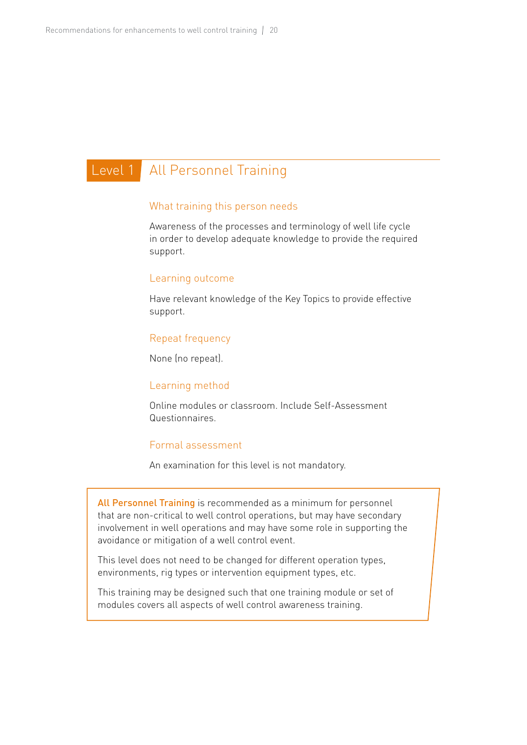# Level 1 All Personnel Training

### What training this person needs

Awareness of the processes and terminology of well life cycle in order to develop adequate knowledge to provide the required support.

### Learning outcome

Have relevant knowledge of the Key Topics to provide effective support.

### Repeat frequency

None (no repeat).

### Learning method

Online modules or classroom. Include Self-Assessment Questionnaires.

### Formal assessment

An examination for this level is not mandatory.

**All Personnel Training** is recommended as a minimum for personnel that are non-critical to well control operations, but may have secondary involvement in well operations and may have some role in supporting the avoidance or mitigation of a well control event.

This level does not need to be changed for different operation types, environments, rig types or intervention equipment types, etc.

This training may be designed such that one training module or set of modules covers all aspects of well control awareness training.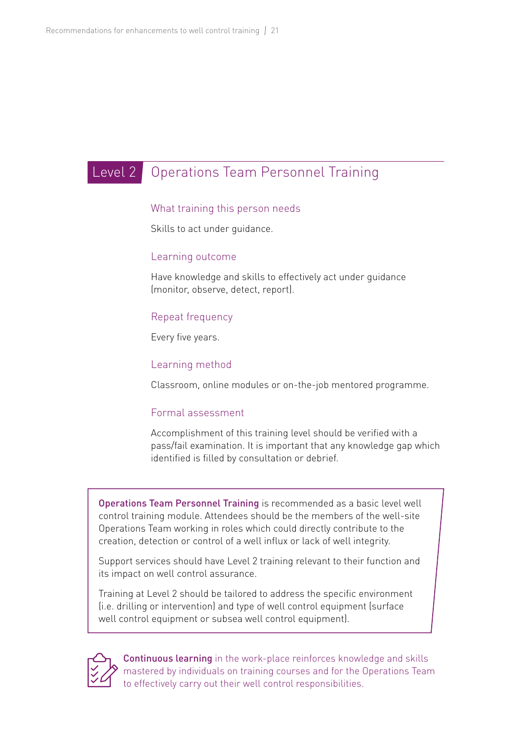## Level 2 Operations Team Personnel Training

### What training this person needs

Skills to act under guidance.

### Learning outcome

Have knowledge and skills to effectively act under guidance (monitor, observe, detect, report).

### Repeat frequency

Every five years.

### Learning method

Classroom, online modules or on-the-job mentored programme.

### Formal assessment

Accomplishment of this training level should be verified with a pass/fail examination. It is important that any knowledge gap which identified is filled by consultation or debrief.

**Operations Team Personnel Training** is recommended as a basic level well control training module. Attendees should be the members of the well-site Operations Team working in roles which could directly contribute to the creation, detection or control of a well influx or lack of well integrity.

Support services should have Level 2 training relevant to their function and its impact on well control assurance.

Training at Level 2 should be tailored to address the specific environment (i.e. drilling or intervention) and type of well control equipment (surface well control equipment or subsea well control equipment).

**Continuous learning** in the work-place reinforces knowledge and skills mastered by individuals on training courses and for the Operations Team to effectively carry out their well control responsibilities.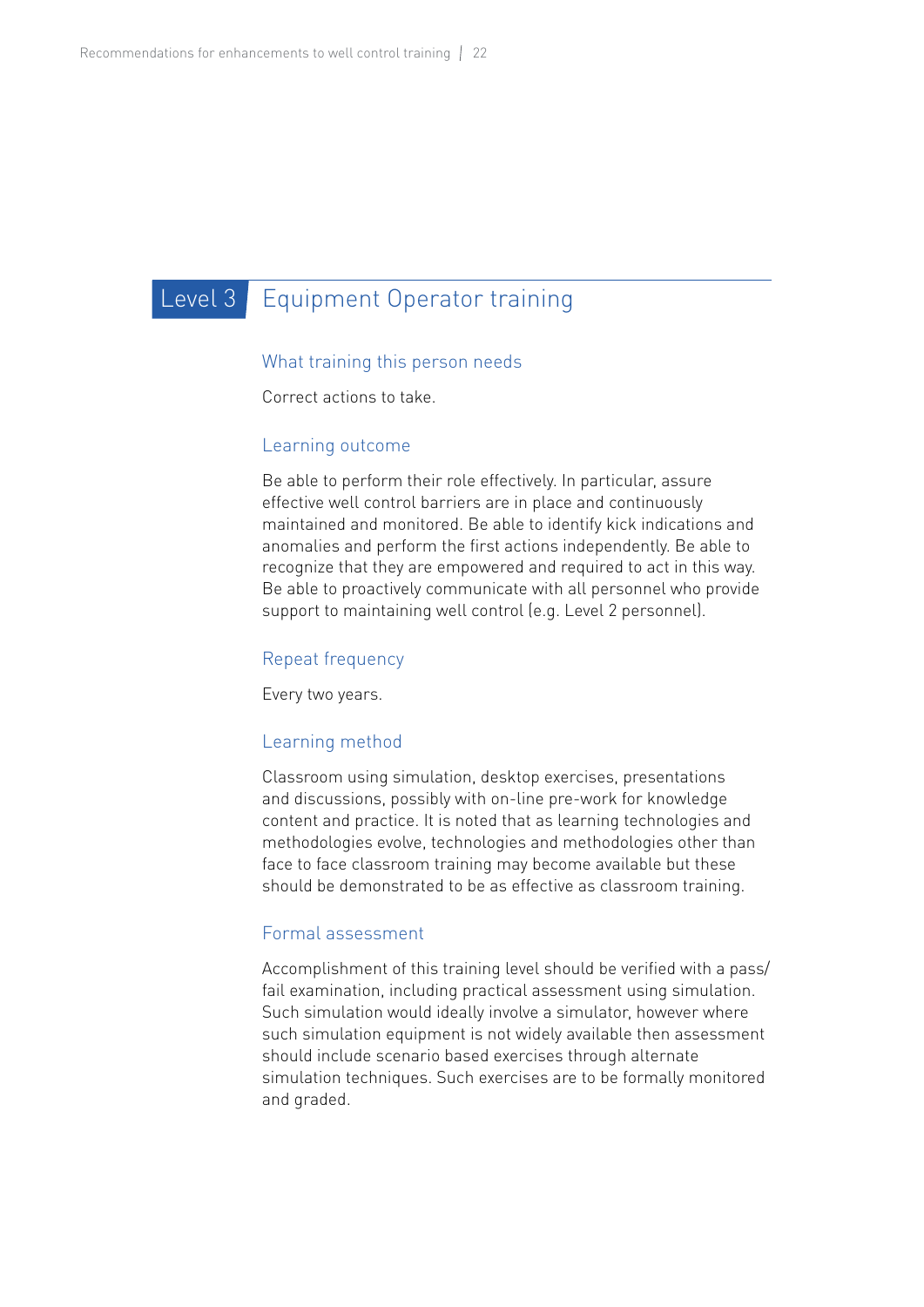## Level 3 Equipment Operator training

### What training this person needs

Correct actions to take.

### Learning outcome

Be able to perform their role effectively. In particular, assure effective well control barriers are in place and continuously maintained and monitored. Be able to identify kick indications and anomalies and perform the first actions independently. Be able to recognize that they are empowered and required to act in this way. Be able to proactively communicate with all personnel who provide support to maintaining well control (e.g. Level 2 personnel).

### Repeat frequency

Every two years.

### Learning method

Classroom using simulation, desktop exercises, presentations and discussions, possibly with on-line pre-work for knowledge content and practice. It is noted that as learning technologies and methodologies evolve, technologies and methodologies other than face to face classroom training may become available but these should be demonstrated to be as effective as classroom training.

### Formal assessment

Accomplishment of this training level should be verified with a pass/fail examination, including practical assessment using simulation. Such simulation would ideally involve a simulator, however where such simulation equipment is not widely available then assessment should include scenario based exercises through alternate simulation techniques. Such exercises are to be formally monitored and graded.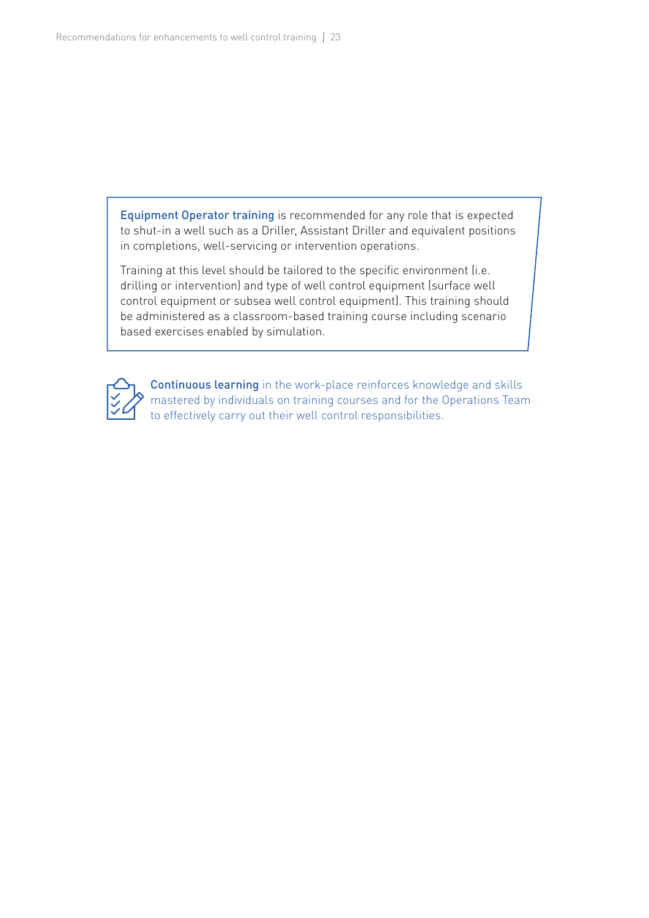**Equipment Operator training** is recommended for any role that is expected to shut-in a well such as a Driller, Assistant Driller and equivalent positions in completions, well-servicing or intervention operations.

Training at this level should be tailored to the specific environment (i.e. drilling or intervention) and type of well control equipment (surface well control equipment or subsea well control equipment). This training should be administered as a classroom-based training course including scenario based exercises enabled by simulation.

**Continuous learning** in the work-place reinforces knowledge and skills mastered by individuals on training courses and for the Operations Team to effectively carry out their well control responsibilities.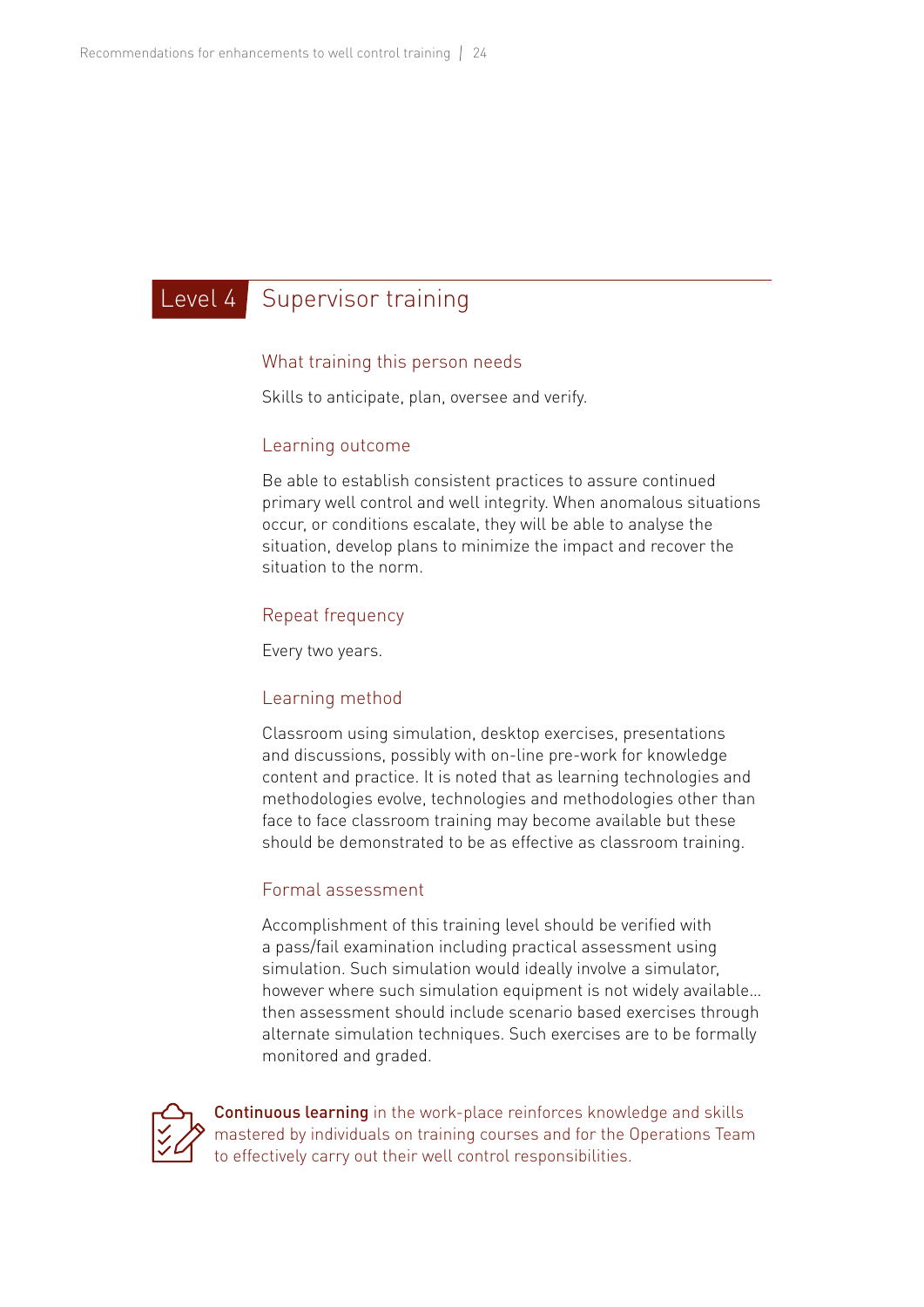## Level 4 Supervisor training

### What training this person needs

Skills to anticipate, plan, oversee and verify.

### Learning outcome

Be able to establish consistent practices to assure continued primary well control and well integrity. When anomalous situations occur, or conditions escalate, they will be able to analyse the situation, develop plans to minimize the impact and recover the situation to the norm.

### Repeat frequency

Every two years.

### Learning method

Classroom using simulation, desktop exercises, presentations and discussions, possibly with on-line pre-work for knowledge content and practice. It is noted that as learning technologies and methodologies evolve, technologies and methodologies other than face to face classroom training may become available but these should be demonstrated to be as effective as classroom training.

### Formal assessment

Accomplishment of this training level should be verified with a pass/fail examination including practical assessment using simulation. Such simulation would ideally involve a simulator, however where such simulation equipment is not widely available… then assessment should include scenario based exercises through alternate simulation techniques. Such exercises are to be formally monitored and graded.

**Continuous learning** in the work-place reinforces knowledge and skills mastered by individuals on training courses and for the Operations Team to effectively carry out their well control responsibilities.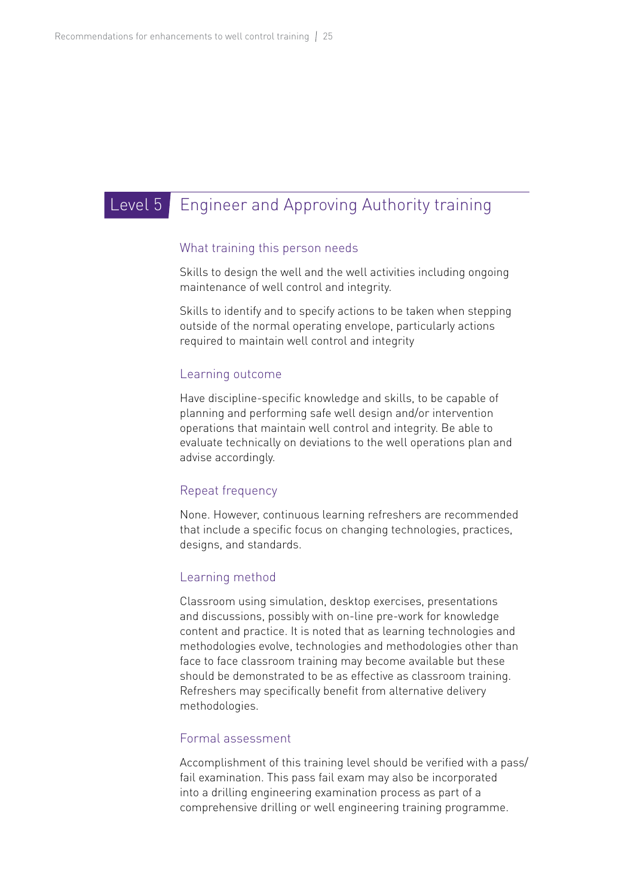## Level 5 Engineer and Approving Authority training

### What training this person needs

Skills to design the well and the well activities including ongoing maintenance of well control and integrity.

Skills to identify and to specify actions to be taken when stepping outside of the normal operating envelope, particularly actions required to maintain well control and integrity

### Learning outcome

Have discipline-specific knowledge and skills, to be capable of planning and performing safe well design and/or intervention operations that maintain well control and integrity. Be able to evaluate technically on deviations to the well operations plan and advise accordingly.

### Repeat frequency

None. However, continuous learning refreshers are recommended that include a specific focus on changing technologies, practices, designs, and standards.

### Learning method

Classroom using simulation, desktop exercises, presentations and discussions, possibly with on-line pre-work for knowledge content and practice. It is noted that as learning technologies and methodologies evolve, technologies and methodologies other than face to face classroom training may become available but these should be demonstrated to be as effective as classroom training. Refreshers may specifically benefit from alternative delivery methodologies.

### Formal assessment

Accomplishment of this training level should be verified with a pass/fail examination. This pass fail exam may also be incorporated into a drilling engineering examination process as part of a comprehensive drilling or well engineering training programme.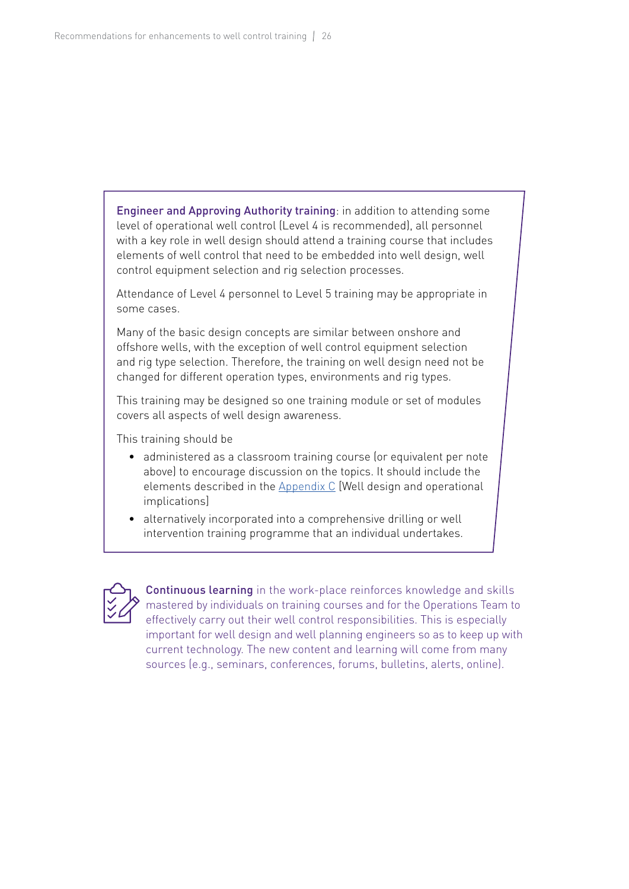**Engineer and Approving Authority training**: in addition to attending some level of operational well control (Level 4 is recommended), all personnel with a key role in well design should attend a training course that includes elements of well control that need to be embedded into well design, well control equipment selection and rig selection processes.

Attendance of Level 4 personnel to Level 5 training may be appropriate in some cases.

Many of the basic design concepts are similar between onshore and offshore wells, with the exception of well control equipment selection and rig type selection. Therefore, the training on well design need not be changed for different operation types, environments and rig types.

This training may be designed so one training module or set of modules covers all aspects of well design awareness.

This training should be

- administered as a classroom training course (or equivalent per note above) to encourage discussion on the topics. It should include the elements described in the Appendix C (Well design and operational implications)
- alternatively incorporated into a comprehensive drilling or well intervention training programme that an individual undertakes.

**Continuous learning** in the work-place reinforces knowledge and skills mastered by individuals on training courses and for the Operations Team to effectively carry out their well control responsibilities. This is especially important for well design and well planning engineers so as to keep up with current technology. The new content and learning will come from many sources (e.g., seminars, conferences, forums, bulletins, alerts, online).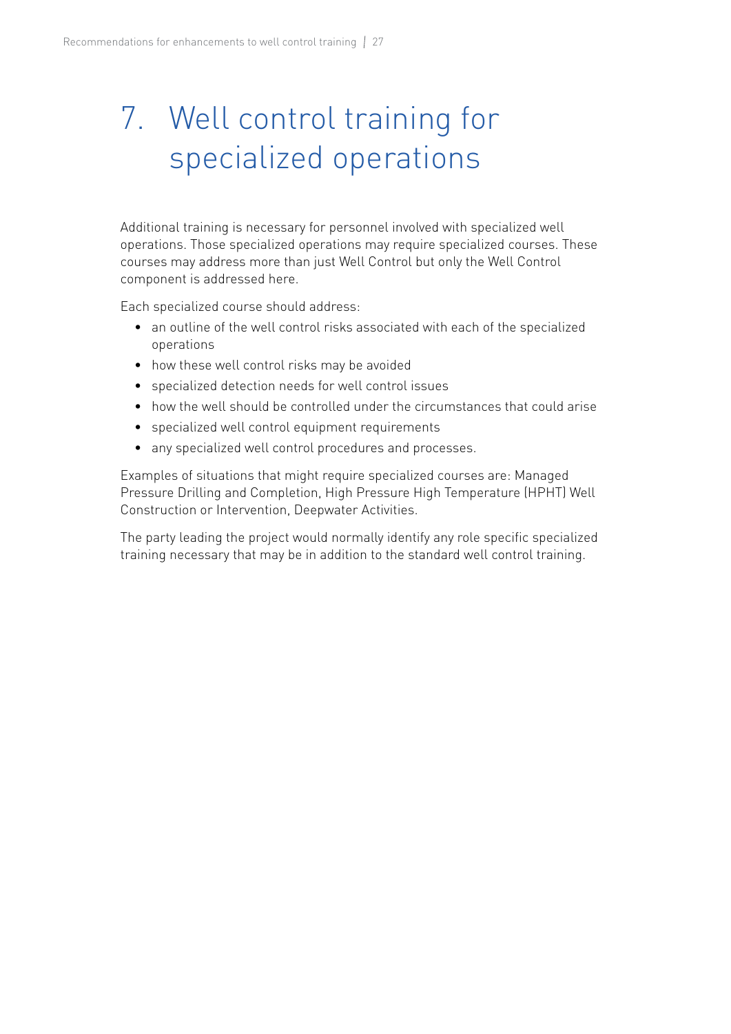# 7. Well control training for specialized operations

Additional training is necessary for personnel involved with specialized well operations. Those specialized operations may require specialized courses. These courses may address more than just Well Control but only the Well Control component is addressed here.

Each specialized course should address:

- an outline of the well control risks associated with each of the specialized operations
- how these well control risks may be avoided
- specialized detection needs for well control issues
- how the well should be controlled under the circumstances that could arise
- specialized well control equipment requirements
- any specialized well control procedures and processes.

Examples of situations that might require specialized courses are: Managed Pressure Drilling and Completion, High Pressure High Temperature (HPHT) Well Construction or Intervention, Deepwater Activities.

The party leading the project would normally identify any role specific specialized training necessary that may be in addition to the standard well control training.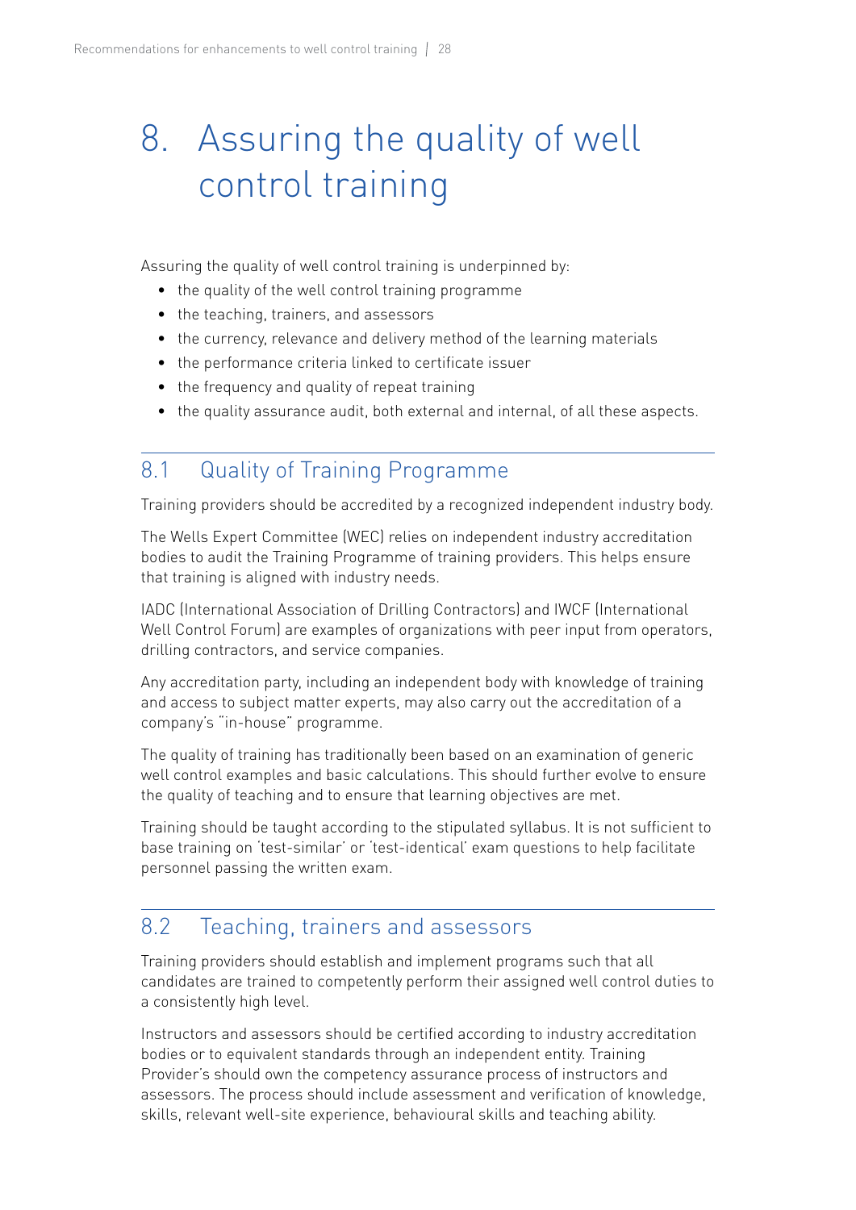# 8. Assuring the quality of well control training

Assuring the quality of well control training is underpinned by:

- the quality of the well control training programme
- the teaching, trainers, and assessors
- the currency, relevance and delivery method of the learning materials
- the performance criteria linked to certificate issuer
- the frequency and quality of repeat training
- the quality assurance audit, both external and internal, of all these aspects.

## 8.1 Quality of Training Programme

Training providers should be accredited by a recognized independent industry body.

The Wells Expert Committee (WEC) relies on independent industry accreditation bodies to audit the Training Programme of training providers. This helps ensure that training is aligned with industry needs.

IADC (International Association of Drilling Contractors) and IWCF (International Well Control Forum) are examples of organizations with peer input from operators, drilling contractors, and service companies.

Any accreditation party, including an independent body with knowledge of training and access to subject matter experts, may also carry out the accreditation of a company's "in-house" programme.

The quality of training has traditionally been based on an examination of generic well control examples and basic calculations. This should further evolve to ensure the quality of teaching and to ensure that learning objectives are met.

Training should be taught according to the stipulated syllabus. It is not sufficient to base training on 'test-similar' or 'test-identical' exam questions to help facilitate personnel passing the written exam.

## 8.2 Teaching, trainers and assessors

Training providers should establish and implement programs such that all candidates are trained to competently perform their assigned well control duties to a consistently high level.

Instructors and assessors should be certified according to industry accreditation bodies or to equivalent standards through an independent entity. Training Provider's should own the competency assurance process of instructors and assessors. The process should include assessment and verification of knowledge, skills, relevant well-site experience, behavioural skills and teaching ability.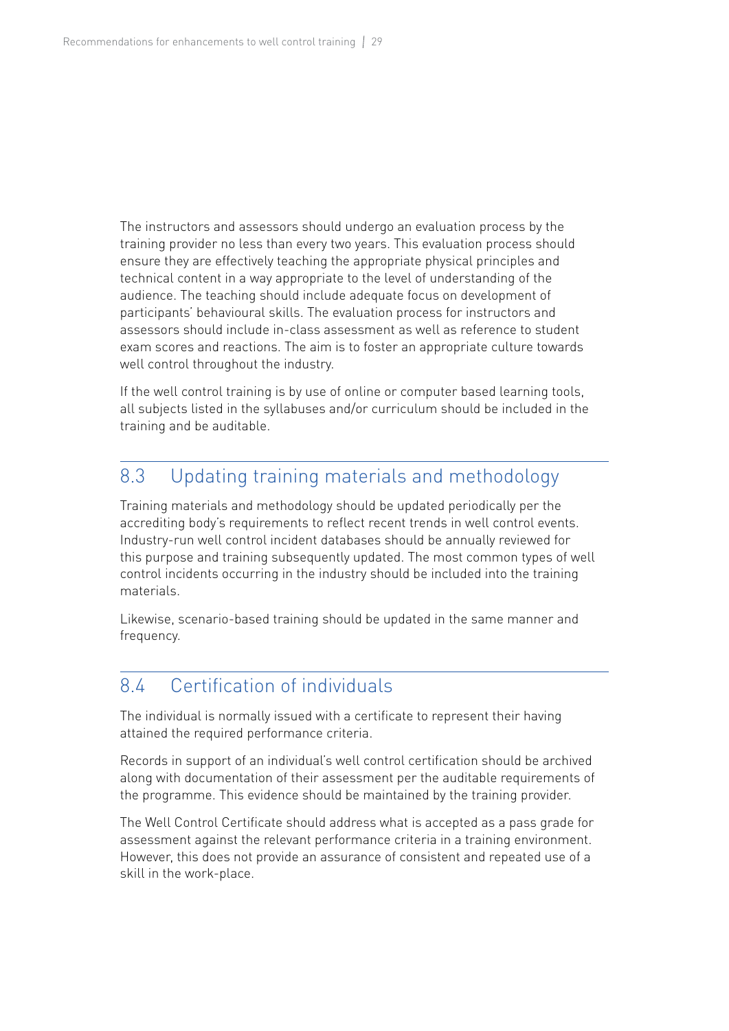The instructors and assessors should undergo an evaluation process by the training provider no less than every two years. This evaluation process should ensure they are effectively teaching the appropriate physical principles and technical content in a way appropriate to the level of understanding of the audience. The teaching should include adequate focus on development of participants' behavioural skills. The evaluation process for instructors and assessors should include in-class assessment as well as reference to student exam scores and reactions. The aim is to foster an appropriate culture towards well control throughout the industry.

If the well control training is by use of online or computer based learning tools, all subjects listed in the syllabuses and/or curriculum should be included in the training and be auditable.

## 8.3 Updating training materials and methodology

Training materials and methodology should be updated periodically per the accrediting body's requirements to reflect recent trends in well control events. Industry-run well control incident databases should be annually reviewed for this purpose and training subsequently updated. The most common types of well control incidents occurring in the industry should be included into the training materials.

Likewise, scenario-based training should be updated in the same manner and frequency.

## 8.4 Certification of individuals

The individual is normally issued with a certificate to represent their having attained the required performance criteria.

Records in support of an individual's well control certification should be archived along with documentation of their assessment per the auditable requirements of the programme. This evidence should be maintained by the training provider.

The Well Control Certificate should address what is accepted as a pass grade for assessment against the relevant performance criteria in a training environment. However, this does not provide an assurance of consistent and repeated use of a skill in the work-place.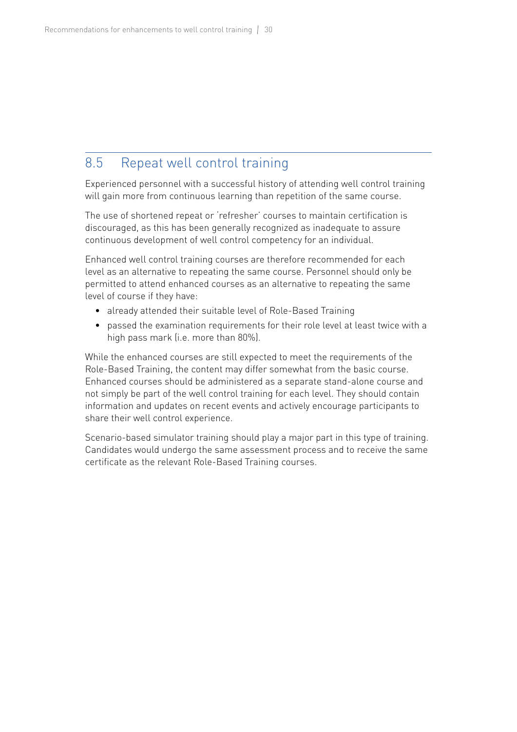## 8.5 Repeat well control training

Experienced personnel with a successful history of attending well control training will gain more from continuous learning than repetition of the same course.

The use of shortened repeat or 'refresher' courses to maintain certification is discouraged, as this has been generally recognized as inadequate to assure continuous development of well control competency for an individual.

Enhanced well control training courses are therefore recommended for each level as an alternative to repeating the same course. Personnel should only be permitted to attend enhanced courses as an alternative to repeating the same level of course if they have:

- already attended their suitable level of Role-Based Training
- passed the examination requirements for their role level at least twice with a high pass mark (i.e. more than 80%).

While the enhanced courses are still expected to meet the requirements of the Role-Based Training, the content may differ somewhat from the basic course. Enhanced courses should be administered as a separate stand-alone course and not simply be part of the well control training for each level. They should contain information and updates on recent events and actively encourage participants to share their well control experience.

Scenario-based simulator training should play a major part in this type of training. Candidates would undergo the same assessment process and to receive the same certificate as the relevant Role-Based Training courses.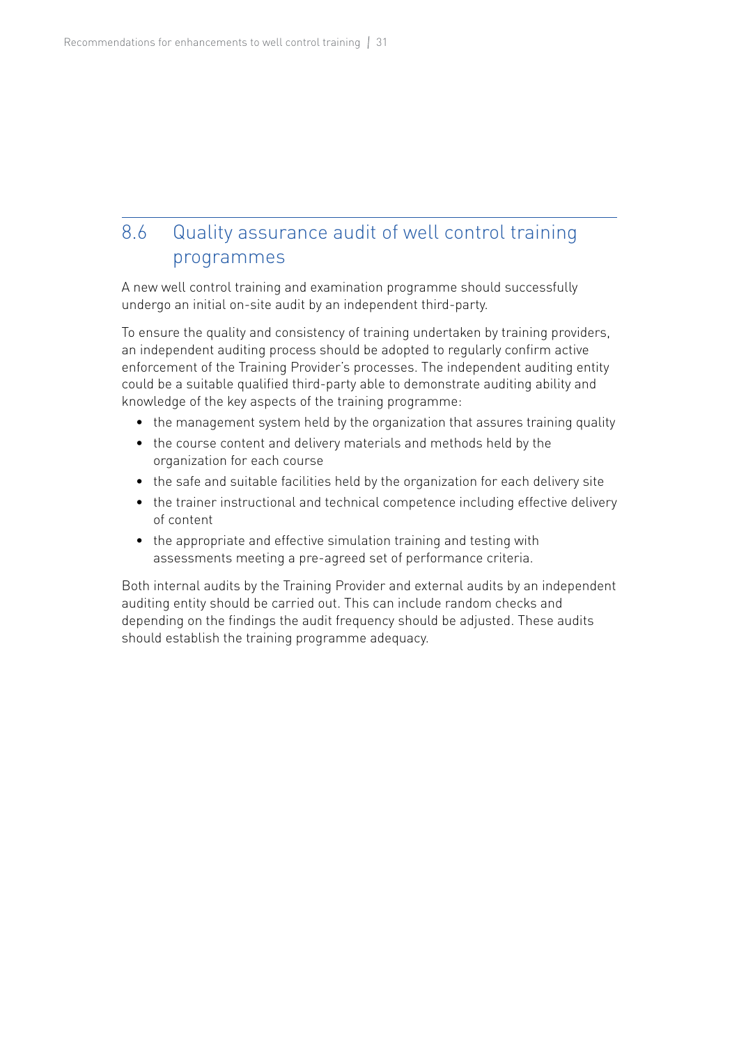## 8.6 Quality assurance audit of well control training programmes

A new well control training and examination programme should successfully undergo an initial on-site audit by an independent third-party.

To ensure the quality and consistency of training undertaken by training providers, an independent auditing process should be adopted to regularly confirm active enforcement of the Training Provider's processes. The independent auditing entity could be a suitable qualified third-party able to demonstrate auditing ability and knowledge of the key aspects of the training programme:

- the management system held by the organization that assures training quality
- the course content and delivery materials and methods held by the organization for each course
- the safe and suitable facilities held by the organization for each delivery site
- the trainer instructional and technical competence including effective delivery of content
- the appropriate and effective simulation training and testing with assessments meeting a pre-agreed set of performance criteria.

Both internal audits by the Training Provider and external audits by an independent auditing entity should be carried out. This can include random checks and depending on the findings the audit frequency should be adjusted. These audits should establish the training programme adequacy.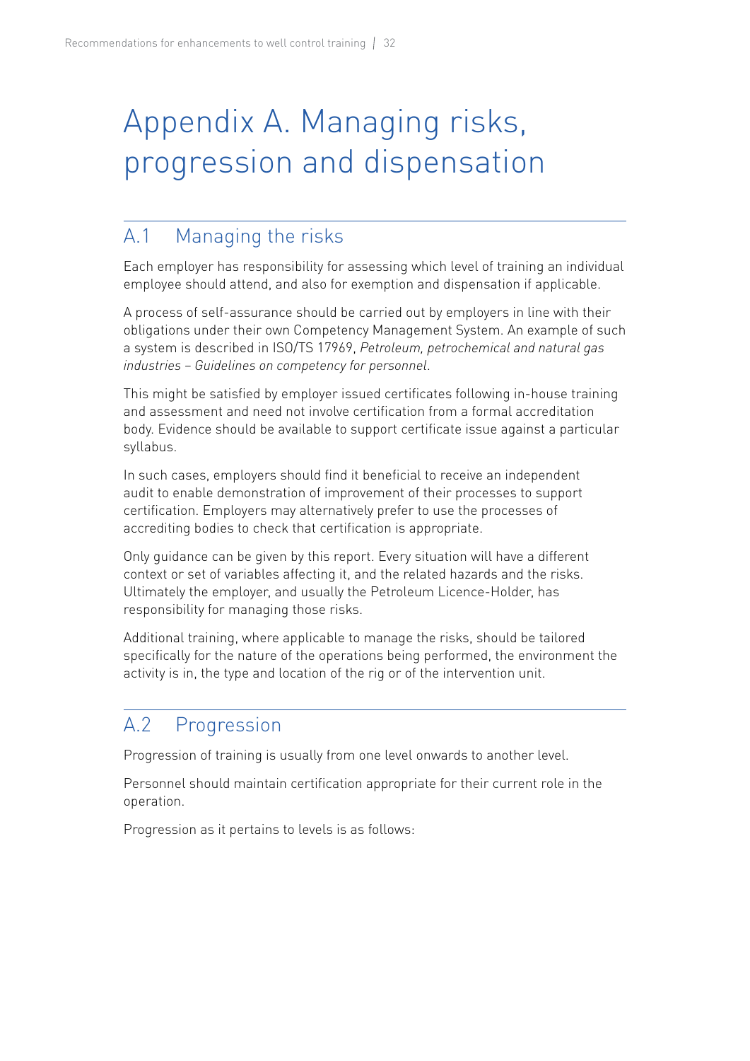# Appendix A. Managing risks, progression and dispensation

## A.1 Managing the risks

Each employer has responsibility for assessing which level of training an individual employee should attend, and also for exemption and dispensation if applicable.

A process of self-assurance should be carried out by employers in line with their obligations under their own Competency Management System. An example of such a system is described in ISO/TS 17969, *Petroleum, petrochemical and natural gas industries – Guidelines on competency for personnel*.

This might be satisfied by employer issued certificates following in-house training and assessment and need not involve certification from a formal accreditation body. Evidence should be available to support certificate issue against a particular syllabus.

In such cases, employers should find it beneficial to receive an independent audit to enable demonstration of improvement of their processes to support certification. Employers may alternatively prefer to use the processes of accrediting bodies to check that certification is appropriate.

Only guidance can be given by this report. Every situation will have a different context or set of variables affecting it, and the related hazards and the risks. Ultimately the employer, and usually the Petroleum Licence-Holder, has responsibility for managing those risks.

Additional training, where applicable to manage the risks, should be tailored specifically for the nature of the operations being performed, the environment the activity is in, the type and location of the rig or of the intervention unit.

## A.2 Progression

Progression of training is usually from one level onwards to another level.

Personnel should maintain certification appropriate for their current role in the operation.

Progression as it pertains to levels is as follows: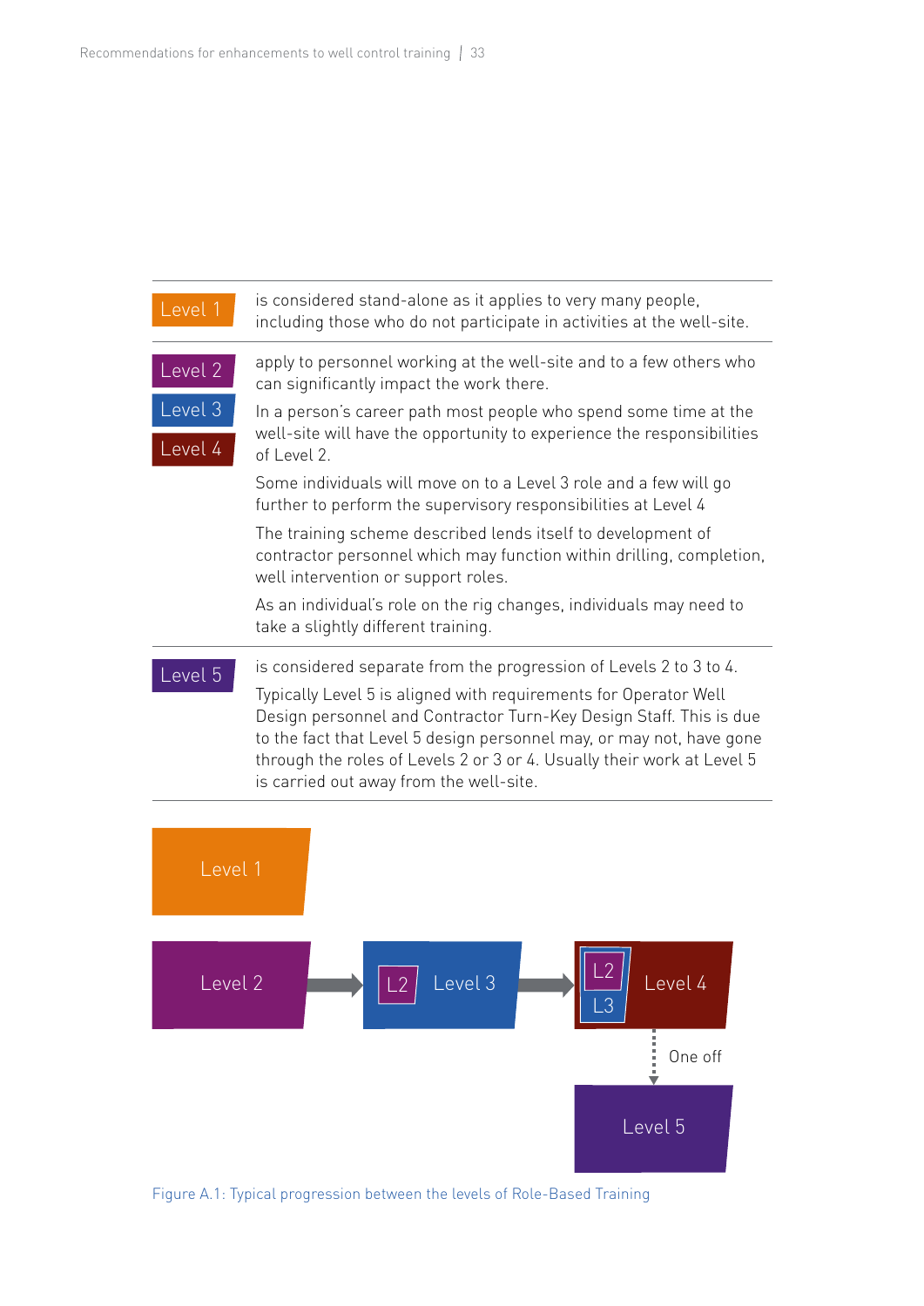| | |
|---|---|
| Level 1 | is considered stand-alone as it applies to very many people, including those who do not participate in activities at the well-site. |
| Level 2<br>Level 3<br>Level 4 | apply to personnel working at the well-site and to a few others who can significantly impact the work there.<br><br>In a person's career path most people who spend some time at the well-site will have the opportunity to experience the responsibilities of Level 2.<br><br>Some individuals will move on to a Level 3 role and a few will go further to perform the supervisory responsibilities at Level 4<br><br>The training scheme described lends itself to development of contractor personnel which may function within drilling, completion, well intervention or support roles.<br><br>As an individual's role on the rig changes, individuals may need to take a slightly different training. |
| Level 5 | is considered separate from the progression of Levels 2 to 3 to 4.<br><br>Typically Level 5 is aligned with requirements for Operator Well Design personnel and Contractor Turn-Key Design Staff. This is due to the fact that Level 5 design personnel may, or may not, have gone through the roles of Levels 2 or 3 or 4. Usually their work at Level 5 is carried out away from the well-site. |

Level 1

Level 2 → L2 Level 3 → L2 L3 Level 4

One off ↓

Level 5

Figure A.1: Typical progression between the levels of Role-Based Training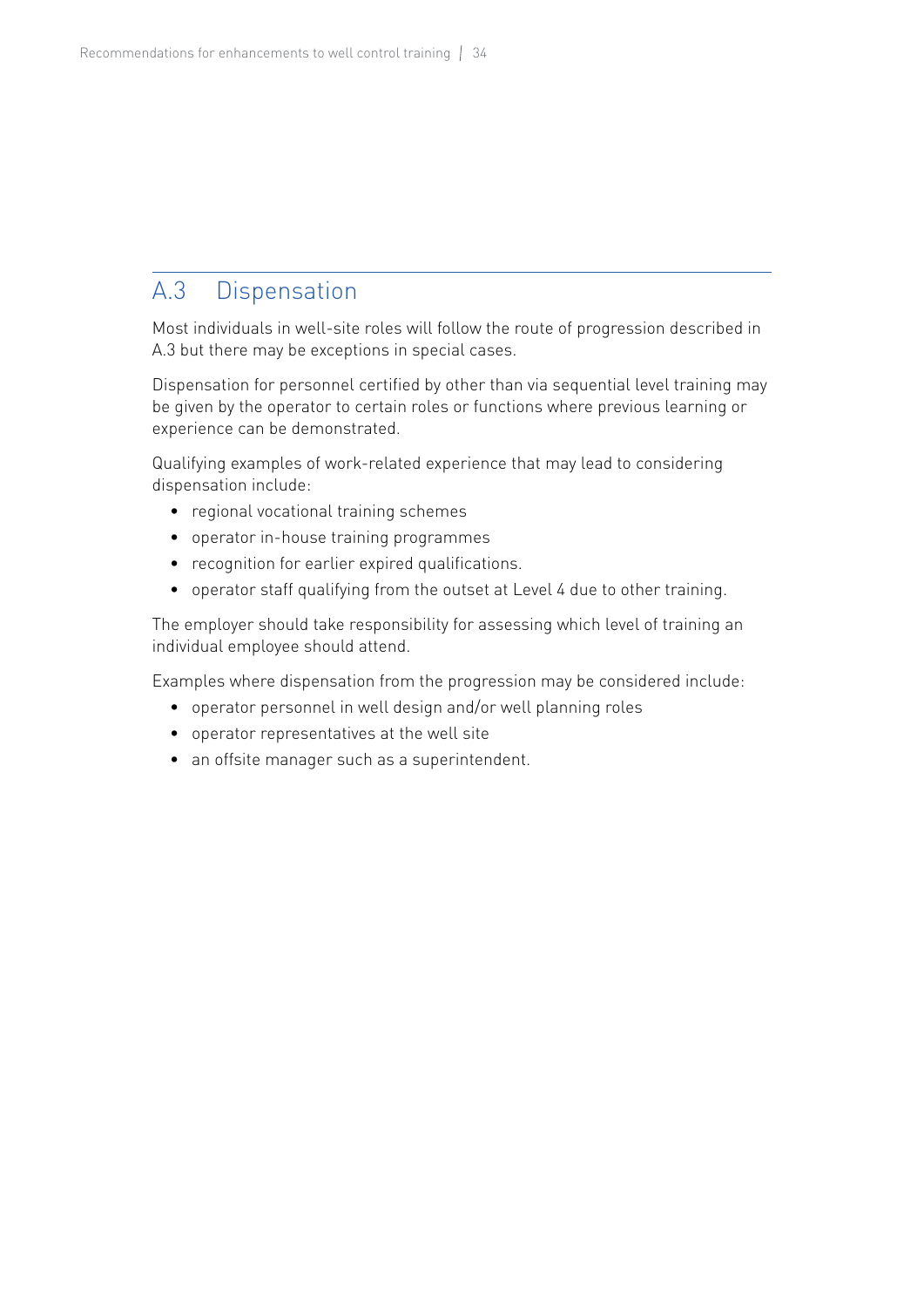## A.3 Dispensation

Most individuals in well-site roles will follow the route of progression described in A.3 but there may be exceptions in special cases.

Dispensation for personnel certified by other than via sequential level training may be given by the operator to certain roles or functions where previous learning or experience can be demonstrated.

Qualifying examples of work-related experience that may lead to considering dispensation include:

- regional vocational training schemes
- operator in-house training programmes
- recognition for earlier expired qualifications.
- operator staff qualifying from the outset at Level 4 due to other training.

The employer should take responsibility for assessing which level of training an individual employee should attend.

Examples where dispensation from the progression may be considered include:

- operator personnel in well design and/or well planning roles
- operator representatives at the well site
- an offsite manager such as a superintendent.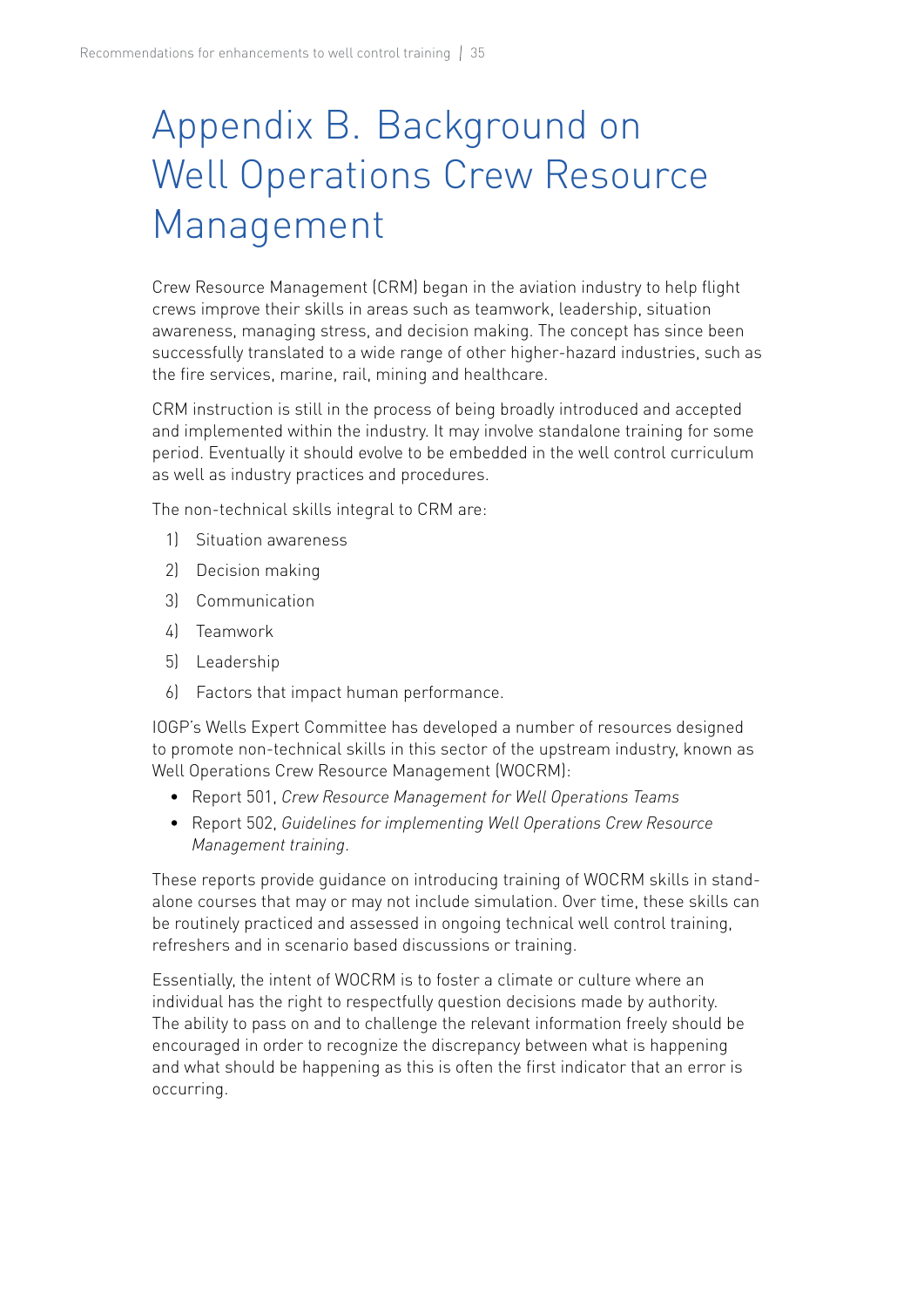# Appendix B. Background on Well Operations Crew Resource Management

Crew Resource Management (CRM) began in the aviation industry to help flight crews improve their skills in areas such as teamwork, leadership, situation awareness, managing stress, and decision making. The concept has since been successfully translated to a wide range of other higher-hazard industries, such as the fire services, marine, rail, mining and healthcare.

CRM instruction is still in the process of being broadly introduced and accepted and implemented within the industry. It may involve standalone training for some period. Eventually it should evolve to be embedded in the well control curriculum as well as industry practices and procedures.

The non-technical skills integral to CRM are:

1) Situation awareness
2) Decision making
3) Communication
4) Teamwork
5) Leadership
6) Factors that impact human performance.

IOGP's Wells Expert Committee has developed a number of resources designed to promote non-technical skills in this sector of the upstream industry, known as Well Operations Crew Resource Management (WOCRM):

- Report 501, *Crew Resource Management for Well Operations Teams*
- Report 502, *Guidelines for implementing Well Operations Crew Resource Management training*.

These reports provide guidance on introducing training of WOCRM skills in stand-alone courses that may or may not include simulation. Over time, these skills can be routinely practiced and assessed in ongoing technical well control training, refreshers and in scenario based discussions or training.

Essentially, the intent of WOCRM is to foster a climate or culture where an individual has the right to respectfully question decisions made by authority. The ability to pass on and to challenge the relevant information freely should be encouraged in order to recognize the discrepancy between what is happening and what should be happening as this is often the first indicator that an error is occurring.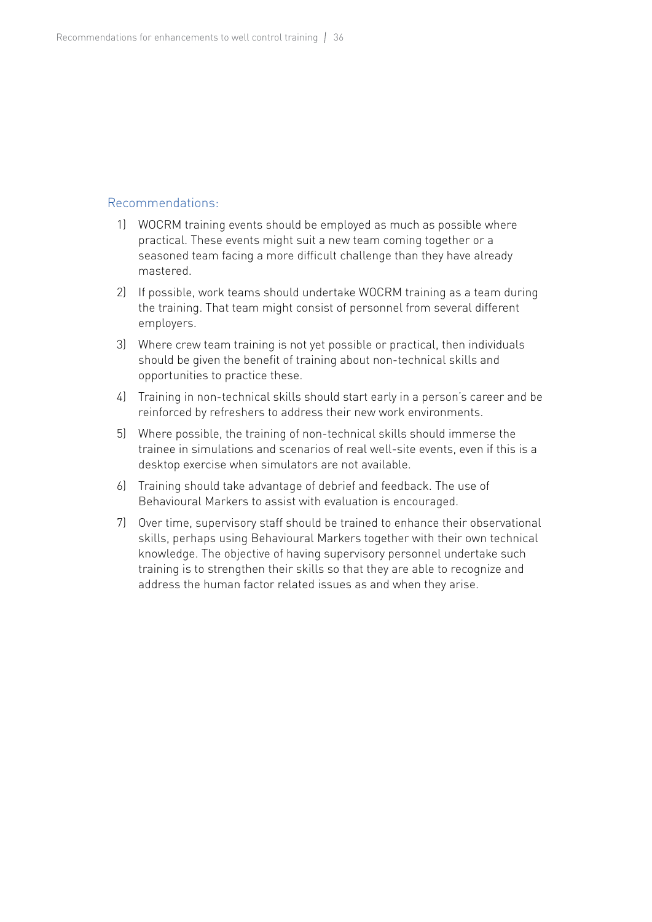### Recommendations:

1) WOCRM training events should be employed as much as possible where practical. These events might suit a new team coming together or a seasoned team facing a more difficult challenge than they have already mastered.
2) If possible, work teams should undertake WOCRM training as a team during the training. That team might consist of personnel from several different employers.
3) Where crew team training is not yet possible or practical, then individuals should be given the benefit of training about non-technical skills and opportunities to practice these.
4) Training in non-technical skills should start early in a person's career and be reinforced by refreshers to address their new work environments.
5) Where possible, the training of non-technical skills should immerse the trainee in simulations and scenarios of real well-site events, even if this is a desktop exercise when simulators are not available.
6) Training should take advantage of debrief and feedback. The use of Behavioural Markers to assist with evaluation is encouraged.
7) Over time, supervisory staff should be trained to enhance their observational skills, perhaps using Behavioural Markers together with their own technical knowledge. The objective of having supervisory personnel undertake such training is to strengthen their skills so that they are able to recognize and address the human factor related issues as and when they arise.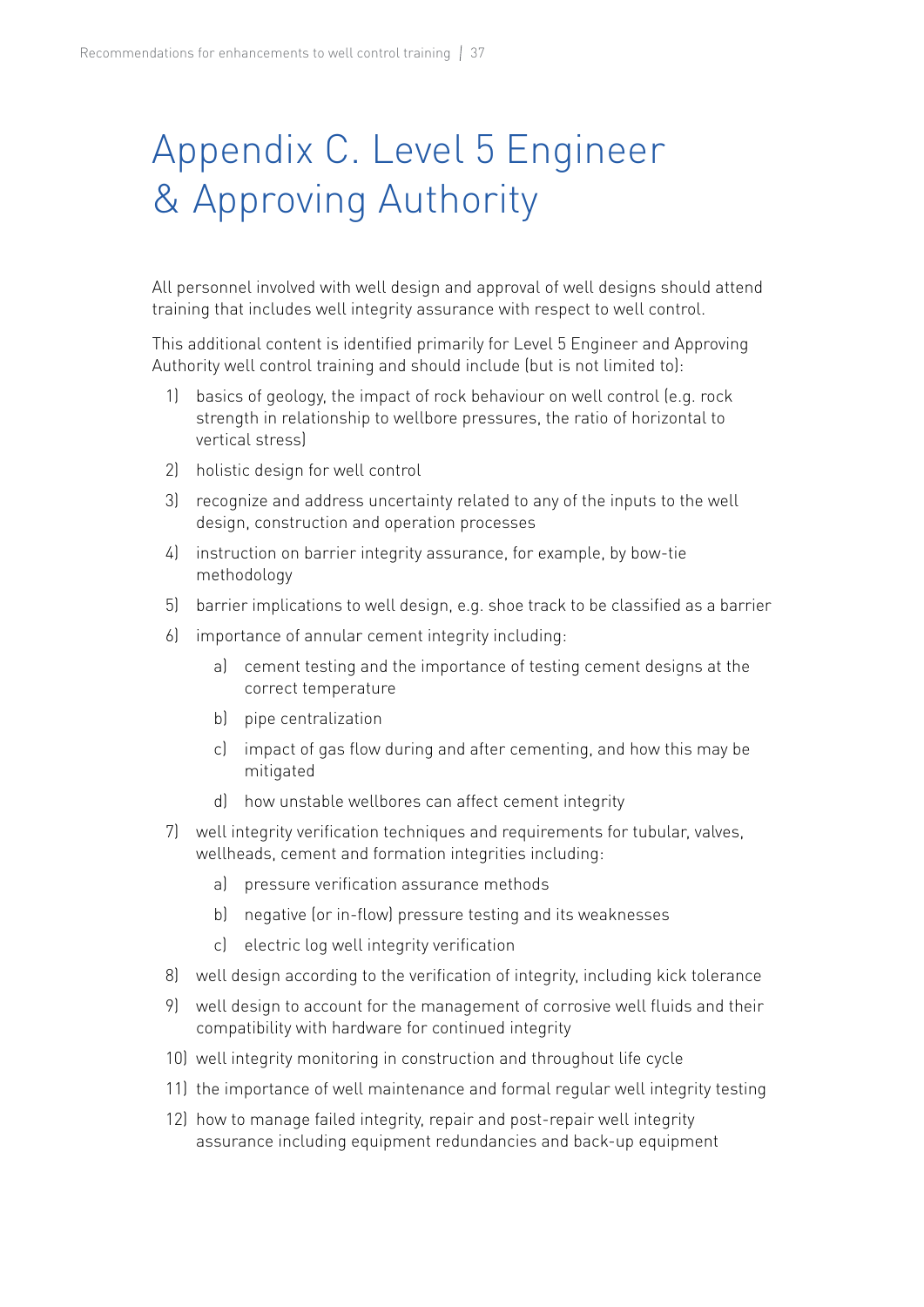# Appendix C. Level 5 Engineer & Approving Authority

All personnel involved with well design and approval of well designs should attend training that includes well integrity assurance with respect to well control.

This additional content is identified primarily for Level 5 Engineer and Approving Authority well control training and should include (but is not limited to):

1) basics of geology, the impact of rock behaviour on well control (e.g. rock strength in relationship to wellbore pressures, the ratio of horizontal to vertical stress)
2) holistic design for well control
3) recognize and address uncertainty related to any of the inputs to the well design, construction and operation processes
4) instruction on barrier integrity assurance, for example, by bow-tie methodology
5) barrier implications to well design, e.g. shoe track to be classified as a barrier
6) importance of annular cement integrity including:
   a) cement testing and the importance of testing cement designs at the correct temperature
   b) pipe centralization
   c) impact of gas flow during and after cementing, and how this may be mitigated
   d) how unstable wellbores can affect cement integrity
7) well integrity verification techniques and requirements for tubular, valves, wellheads, cement and formation integrities including:
   a) pressure verification assurance methods
   b) negative (or in-flow) pressure testing and its weaknesses
   c) electric log well integrity verification
8) well design according to the verification of integrity, including kick tolerance
9) well design to account for the management of corrosive well fluids and their compatibility with hardware for continued integrity
10) well integrity monitoring in construction and throughout life cycle
11) the importance of well maintenance and formal regular well integrity testing
12) how to manage failed integrity, repair and post-repair well integrity assurance including equipment redundancies and back-up equipment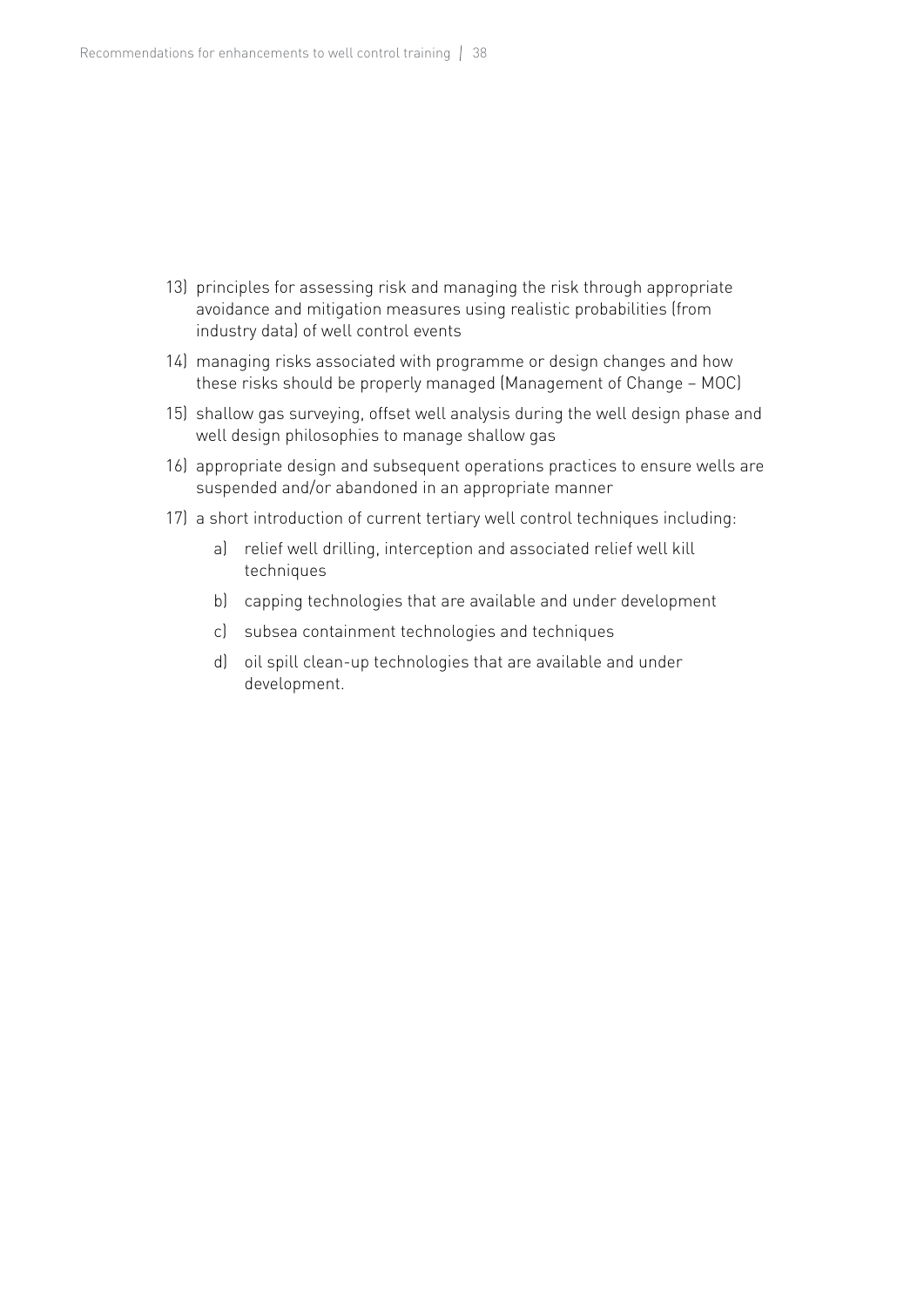13) principles for assessing risk and managing the risk through appropriate avoidance and mitigation measures using realistic probabilities (from industry data) of well control events

14) managing risks associated with programme or design changes and how these risks should be properly managed (Management of Change – MOC)

15) shallow gas surveying, offset well analysis during the well design phase and well design philosophies to manage shallow gas

16) appropriate design and subsequent operations practices to ensure wells are suspended and/or abandoned in an appropriate manner

17) a short introduction of current tertiary well control techniques including:

    a) relief well drilling, interception and associated relief well kill techniques

    b) capping technologies that are available and under development

    c) subsea containment technologies and techniques

    d) oil spill clean-up technologies that are available and under development.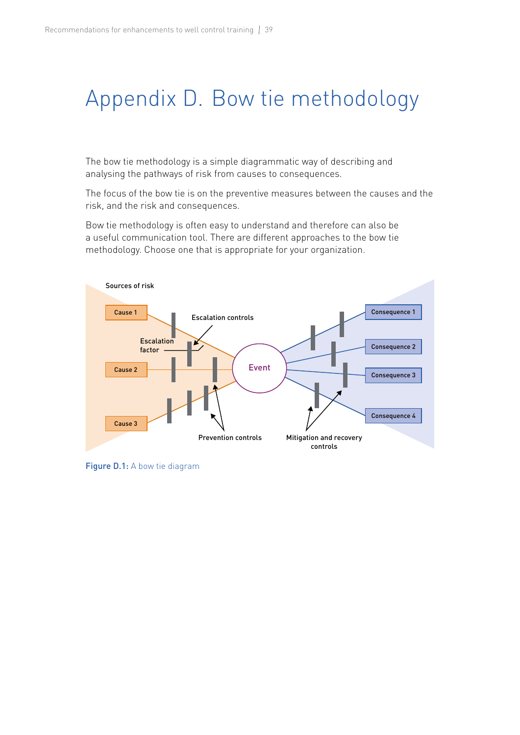# Appendix D. Bow tie methodology

The bow tie methodology is a simple diagrammatic way of describing and analysing the pathways of risk from causes to consequences.

The focus of the bow tie is on the preventive measures between the causes and the risk, and the risk and consequences.

Bow tie methodology is often easy to understand and therefore can also be a useful communication tool. There are different approaches to the bow tie methodology. Choose one that is appropriate for your organization.

**Figure D.1:** A bow tie diagram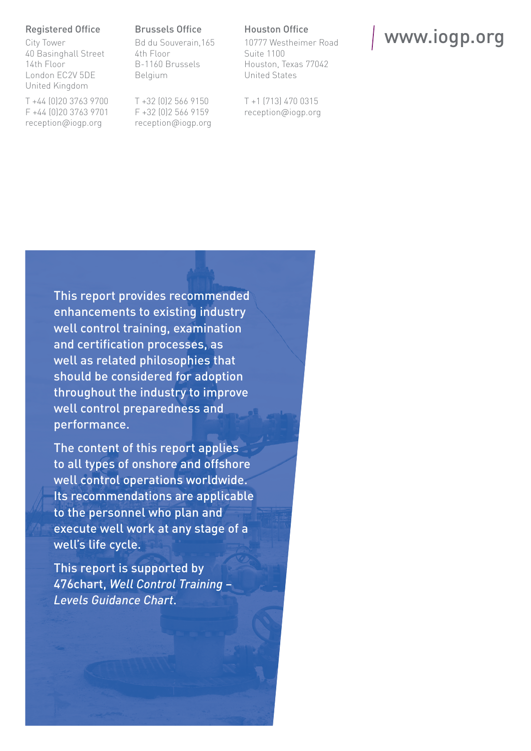**Registered Office**

City Tower
40 Basinghall Street
14th Floor
London EC2V 5DE
United Kingdom

T +44 (0)20 3763 9700
F +44 (0)20 3763 9701
reception@iogp.org

**Brussels Office**

Bd du Souverain,165
4th Floor
B-1160 Brussels
Belgium

T +32 (0)2 566 9150
F +32 (0)2 566 9159
reception@iogp.org

**Houston Office**

10777 Westheimer Road
Suite 1100
Houston, Texas 77042
United States

T +1 (713) 470 0315
reception@iogp.org

www.iogp.org

This report provides recommended enhancements to existing industry well control training, examination and certification processes, as well as related philosophies that should be considered for adoption throughout the industry to improve well control preparedness and performance.

The content of this report applies to all types of onshore and offshore well control operations worldwide. Its recommendations are applicable to the personnel who plan and execute well work at any stage of a well's life cycle.

This report is supported by 476chart, *Well Control Training – Levels Guidance Chart*.